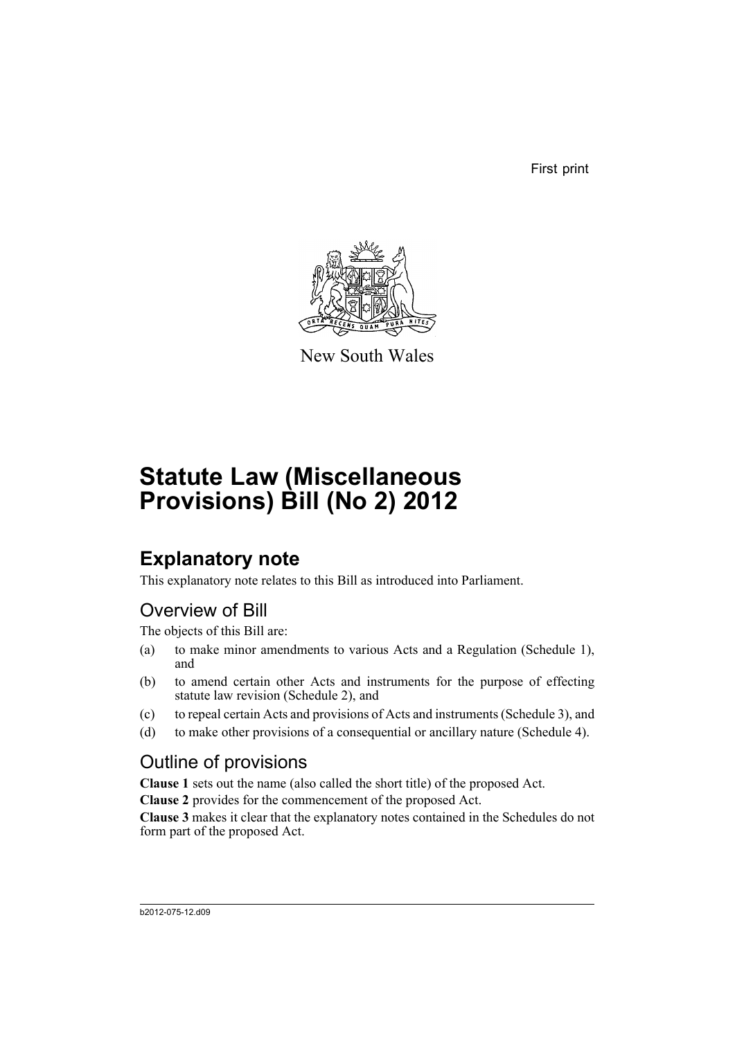First print

New South Wales

# Statute Law (Miscellaneous Provisions) Bill (No 2) 2012

## Explanatory note

This explanatory note relates to this Bill as introduced into Parliament.

### Overview of Bill

The objects of this Bill are:

(a) to make minor amendments to various Acts and a Regulation (Schedule 1), and

(b) to amend certain other Acts and instruments for the purpose of effecting statute law revision (Schedule 2), and

(c) to repeal certain Acts and provisions of Acts and instruments (Schedule 3), and

(d) to make other provisions of a consequential or ancillary nature (Schedule 4).

### Outline of provisions

**Clause 1** sets out the name (also called the short title) of the proposed Act.

**Clause 2** provides for the commencement of the proposed Act.

**Clause 3** makes it clear that the explanatory notes contained in the Schedules do not form part of the proposed Act.

b2012-075-12.d09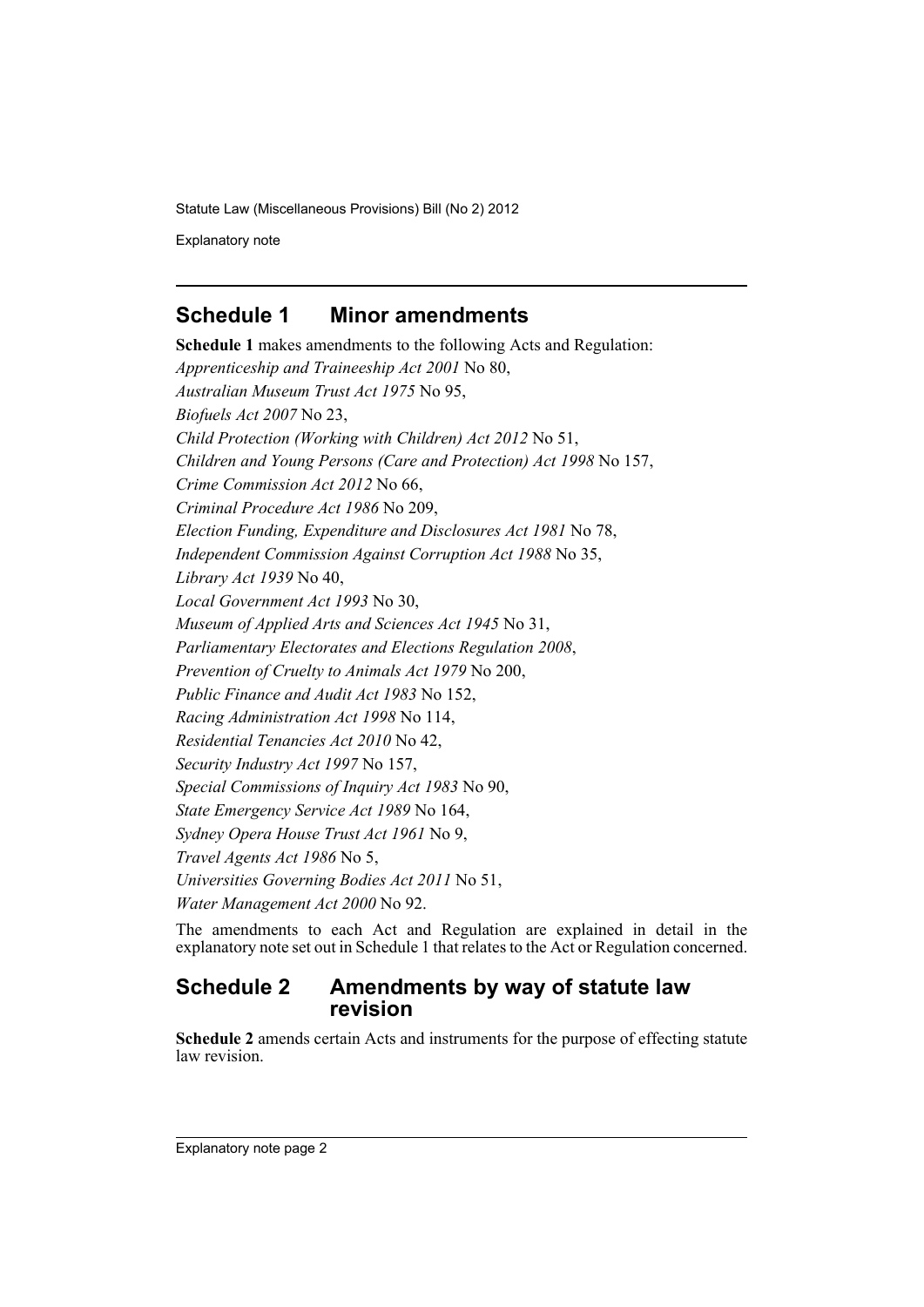## Schedule 1 Minor amendments

**Schedule 1** makes amendments to the following Acts and Regulation:

*Apprenticeship and Traineeship Act 2001* No 80,

*Australian Museum Trust Act 1975* No 95,

*Biofuels Act 2007* No 23,

*Child Protection (Working with Children) Act 2012* No 51,

*Children and Young Persons (Care and Protection) Act 1998* No 157,

*Crime Commission Act 2012* No 66,

*Criminal Procedure Act 1986* No 209,

*Election Funding, Expenditure and Disclosures Act 1981* No 78,

*Independent Commission Against Corruption Act 1988* No 35,

*Library Act 1939* No 40,

*Local Government Act 1993* No 30,

*Museum of Applied Arts and Sciences Act 1945* No 31,

*Parliamentary Electorates and Elections Regulation 2008*,

*Prevention of Cruelty to Animals Act 1979* No 200,

*Public Finance and Audit Act 1983* No 152,

*Racing Administration Act 1998* No 114,

*Residential Tenancies Act 2010* No 42,

*Security Industry Act 1997* No 157,

*Special Commissions of Inquiry Act 1983* No 90,

*State Emergency Service Act 1989* No 164,

*Sydney Opera House Trust Act 1961* No 9,

*Travel Agents Act 1986* No 5,

*Universities Governing Bodies Act 2011* No 51,

*Water Management Act 2000* No 92.

The amendments to each Act and Regulation are explained in detail in the explanatory note set out in Schedule 1 that relates to the Act or Regulation concerned.

## Schedule 2 Amendments by way of statute law revision

**Schedule 2** amends certain Acts and instruments for the purpose of effecting statute law revision.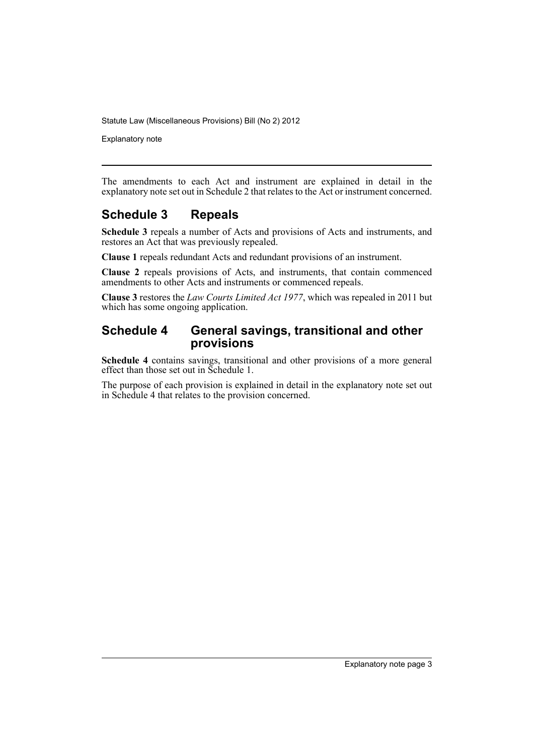The amendments to each Act and instrument are explained in detail in the explanatory note set out in Schedule 2 that relates to the Act or instrument concerned.

## Schedule 3 Repeals

**Schedule 3** repeals a number of Acts and provisions of Acts and instruments, and restores an Act that was previously repealed.

**Clause 1** repeals redundant Acts and redundant provisions of an instrument.

**Clause 2** repeals provisions of Acts, and instruments, that contain commenced amendments to other Acts and instruments or commenced repeals.

**Clause 3** restores the *Law Courts Limited Act 1977*, which was repealed in 2011 but which has some ongoing application.

## Schedule 4 General savings, transitional and other provisions

**Schedule 4** contains savings, transitional and other provisions of a more general effect than those set out in Schedule 1.

The purpose of each provision is explained in detail in the explanatory note set out in Schedule 4 that relates to the provision concerned.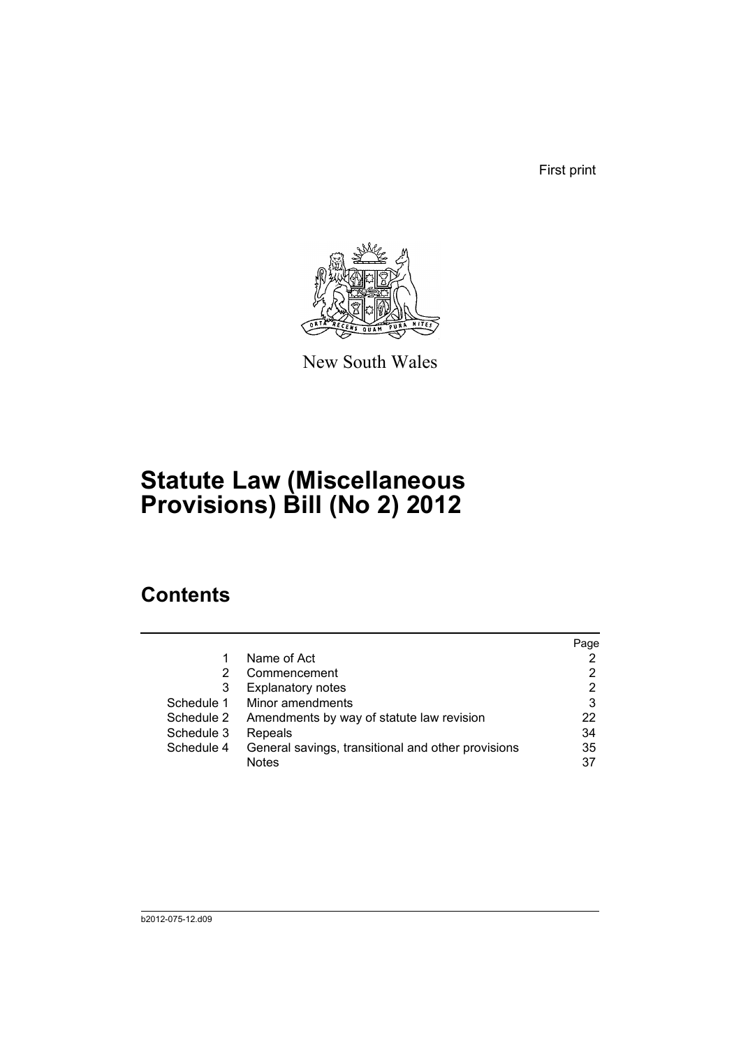First print

New South Wales

# Statute Law (Miscellaneous Provisions) Bill (No 2) 2012

## Contents

| | | Page |
|---|---|---|
| 1 | Name of Act | 2 |
| 2 | Commencement | 2 |
| 3 | Explanatory notes | 2 |
| Schedule 1 | Minor amendments | 3 |
| Schedule 2 | Amendments by way of statute law revision | 22 |
| Schedule 3 | Repeals | 34 |
| Schedule 4 | General savings, transitional and other provisions | 35 |
| | Notes | 37 |

b2012-075-12.d09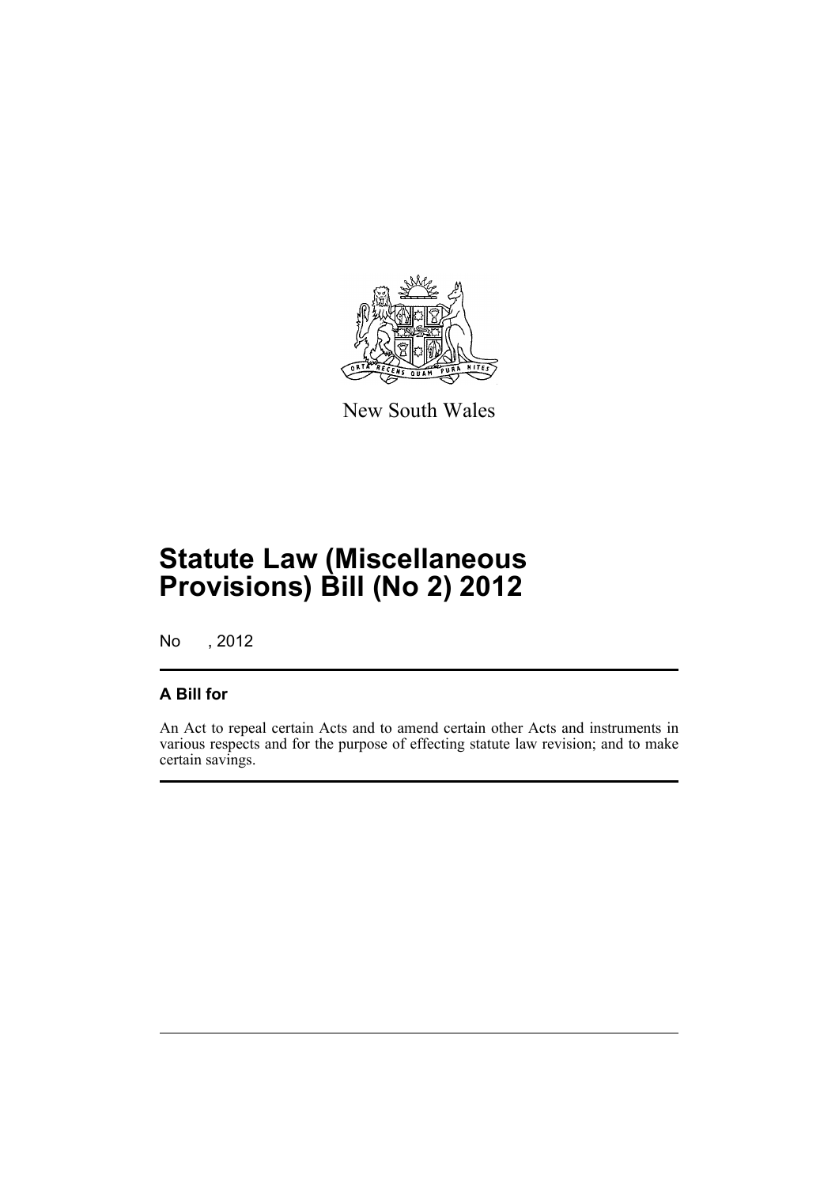New South Wales

# Statute Law (Miscellaneous Provisions) Bill (No 2) 2012

No , 2012

## A Bill for

An Act to repeal certain Acts and to amend certain other Acts and instruments in various respects and for the purpose of effecting statute law revision; and to make certain savings.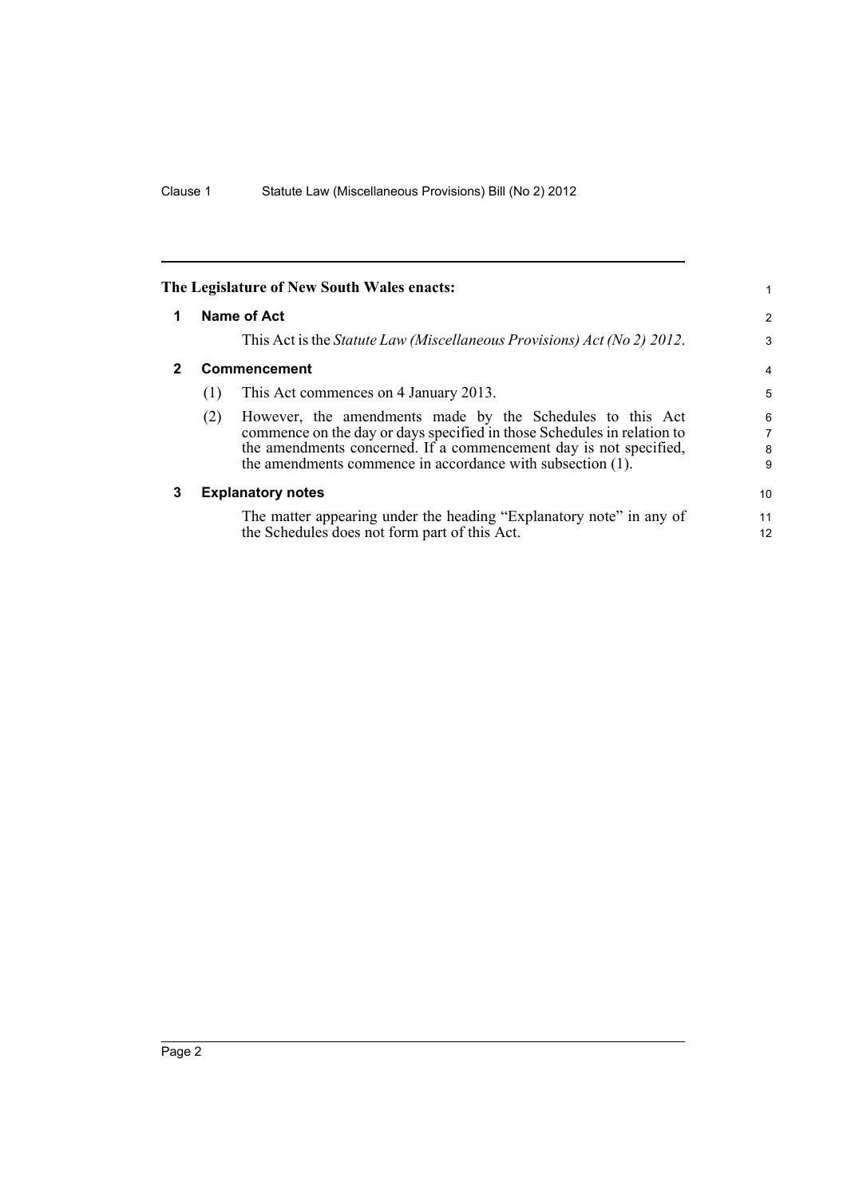**The Legislature of New South Wales enacts:**

## 1 Name of Act

This Act is the *Statute Law (Miscellaneous Provisions) Act (No 2) 2012*.

## 2 Commencement

(1) This Act commences on 4 January 2013.

(2) However, the amendments made by the Schedules to this Act commence on the day or days specified in those Schedules in relation to the amendments concerned. If a commencement day is not specified, the amendments commence in accordance with subsection (1).

## 3 Explanatory notes

The matter appearing under the heading "Explanatory note" in any of the Schedules does not form part of this Act.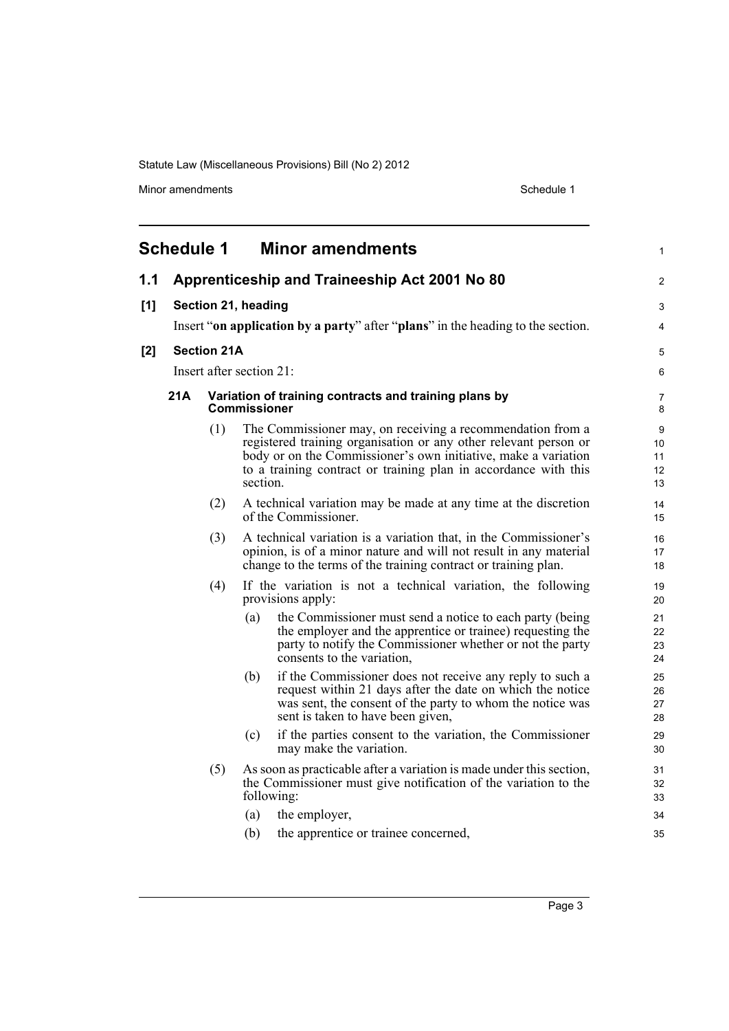## Schedule 1 Minor amendments

### 1.1 Apprenticeship and Traineeship Act 2001 No 80

**[1] Section 21, heading**

Insert "**on application by a party**" after "**plans**" in the heading to the section.

**[2] Section 21A**

Insert after section 21:

**21A Variation of training contracts and training plans by Commissioner**

(1) The Commissioner may, on receiving a recommendation from a registered training organisation or any other relevant person or body or on the Commissioner's own initiative, make a variation to a training contract or training plan in accordance with this section.

(2) A technical variation may be made at any time at the discretion of the Commissioner.

(3) A technical variation is a variation that, in the Commissioner's opinion, is of a minor nature and will not result in any material change to the terms of the training contract or training plan.

(4) If the variation is not a technical variation, the following provisions apply:

(a) the Commissioner must send a notice to each party (being the employer and the apprentice or trainee) requesting the party to notify the Commissioner whether or not the party consents to the variation,

(b) if the Commissioner does not receive any reply to such a request within 21 days after the date on which the notice was sent, the consent of the party to whom the notice was sent is taken to have been given,

(c) if the parties consent to the variation, the Commissioner may make the variation.

(5) As soon as practicable after a variation is made under this section, the Commissioner must give notification of the variation to the following:

(a) the employer,

(b) the apprentice or trainee concerned,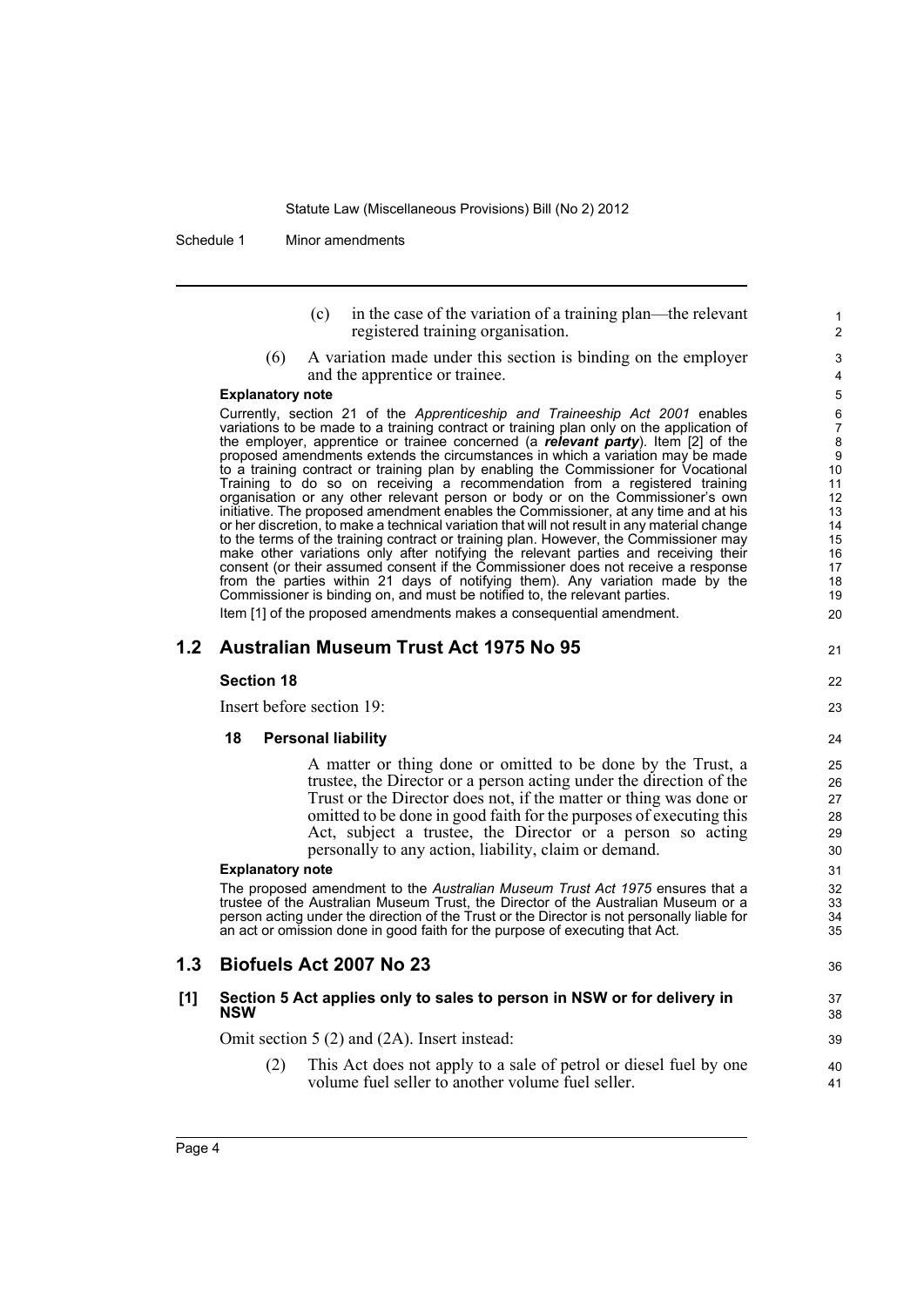(c) in the case of the variation of a training plan—the relevant registered training organisation.

(6) A variation made under this section is binding on the employer and the apprentice or trainee.

**Explanatory note**

Currently, section 21 of the *Apprenticeship and Traineeship Act 2001* enables variations to be made to a training contract or training plan only on the application of the employer, apprentice or trainee concerned (a ***relevant party***). Item [2] of the proposed amendments extends the circumstances in which a variation may be made to a training contract or training plan by enabling the Commissioner for Vocational Training to do so on receiving a recommendation from a registered training organisation or any other relevant person or body or on the Commissioner's own initiative. The proposed amendment enables the Commissioner, at any time and at his or her discretion, to make a technical variation that will not result in any material change to the terms of the training contract or training plan. However, the Commissioner may make other variations only after notifying the relevant parties and receiving their consent (or their assumed consent if the Commissioner does not receive a response from the parties within 21 days of notifying them). Any variation made by the Commissioner is binding on, and must be notified to, the relevant parties.

Item [1] of the proposed amendments makes a consequential amendment.

## 1.2 Australian Museum Trust Act 1975 No 95

**Section 18**

Insert before section 19:

**18 Personal liability**

A matter or thing done or omitted to be done by the Trust, a trustee, the Director or a person acting under the direction of the Trust or the Director does not, if the matter or thing was done or omitted to be done in good faith for the purposes of executing this Act, subject a trustee, the Director or a person so acting personally to any action, liability, claim or demand.

**Explanatory note**

The proposed amendment to the *Australian Museum Trust Act 1975* ensures that a trustee of the Australian Museum Trust, the Director of the Australian Museum or a person acting under the direction of the Trust or the Director is not personally liable for an act or omission done in good faith for the purpose of executing that Act.

## 1.3 Biofuels Act 2007 No 23

**[1] Section 5 Act applies only to sales to person in NSW or for delivery in NSW**

Omit section 5 (2) and (2A). Insert instead:

(2) This Act does not apply to a sale of petrol or diesel fuel by one volume fuel seller to another volume fuel seller.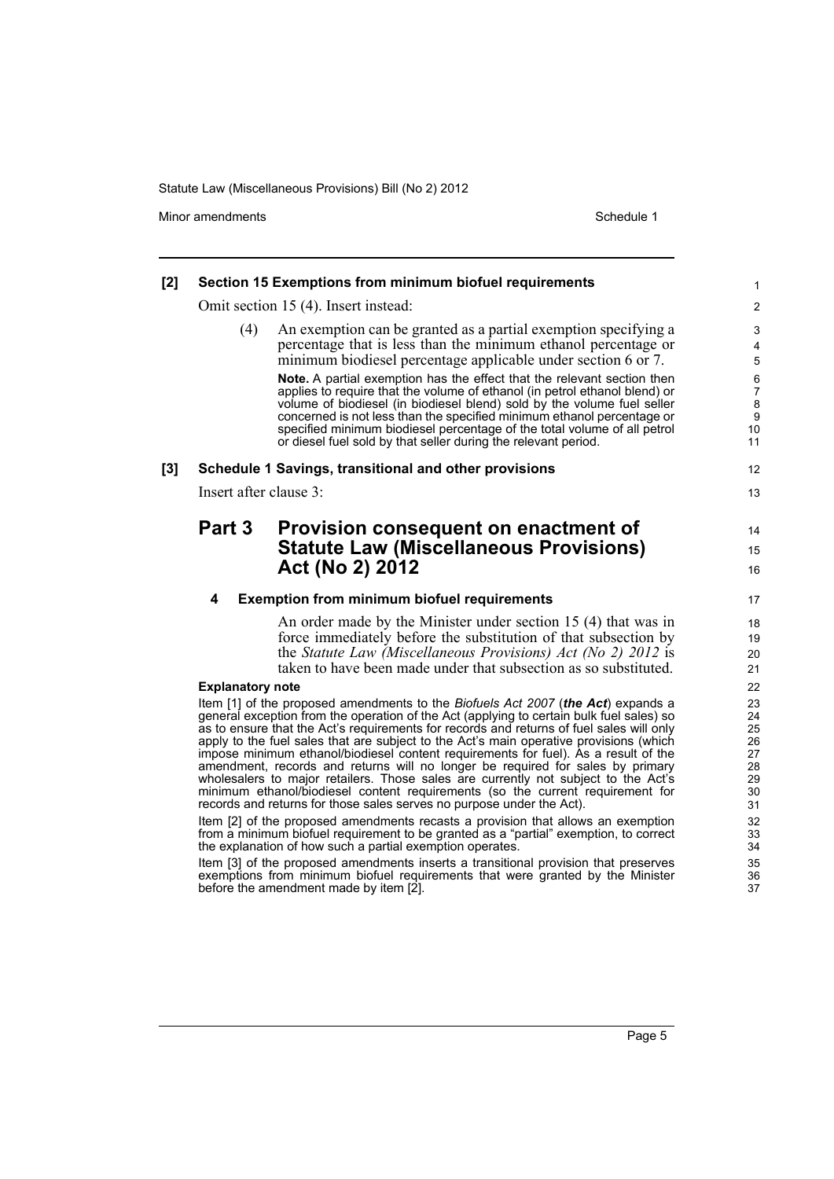**[2] Section 15 Exemptions from minimum biofuel requirements**

Omit section 15 (4). Insert instead:

> (4) An exemption can be granted as a partial exemption specifying a percentage that is less than the minimum ethanol percentage or minimum biodiesel percentage applicable under section 6 or 7.
>
> **Note.** A partial exemption has the effect that the relevant section then applies to require that the volume of ethanol (in petrol ethanol blend) or volume of biodiesel (in biodiesel blend) sold by the volume fuel seller concerned is not less than the specified minimum ethanol percentage or specified minimum biodiesel percentage of the total volume of all petrol or diesel fuel sold by that seller during the relevant period.

**[3] Schedule 1 Savings, transitional and other provisions**

Insert after clause 3:

## Part 3 Provision consequent on enactment of Statute Law (Miscellaneous Provisions) Act (No 2) 2012

**4 Exemption from minimum biofuel requirements**

An order made by the Minister under section 15 (4) that was in force immediately before the substitution of that subsection by the *Statute Law (Miscellaneous Provisions) Act (No 2) 2012* is taken to have been made under that subsection as so substituted.

**Explanatory note**

Item [1] of the proposed amendments to the *Biofuels Act 2007* (***the Act***) expands a general exception from the operation of the Act (applying to certain bulk fuel sales) so as to ensure that the Act's requirements for records and returns of fuel sales will only apply to the fuel sales that are subject to the Act's main operative provisions (which impose minimum ethanol/biodiesel content requirements for fuel). As a result of the amendment, records and returns will no longer be required for sales by primary wholesalers to major retailers. Those sales are currently not subject to the Act's minimum ethanol/biodiesel content requirements (so the current requirement for records and returns for those sales serves no purpose under the Act).

Item [2] of the proposed amendments recasts a provision that allows an exemption from a minimum biofuel requirement to be granted as a "partial" exemption, to correct the explanation of how such a partial exemption operates.

Item [3] of the proposed amendments inserts a transitional provision that preserves exemptions from minimum biofuel requirements that were granted by the Minister before the amendment made by item [2].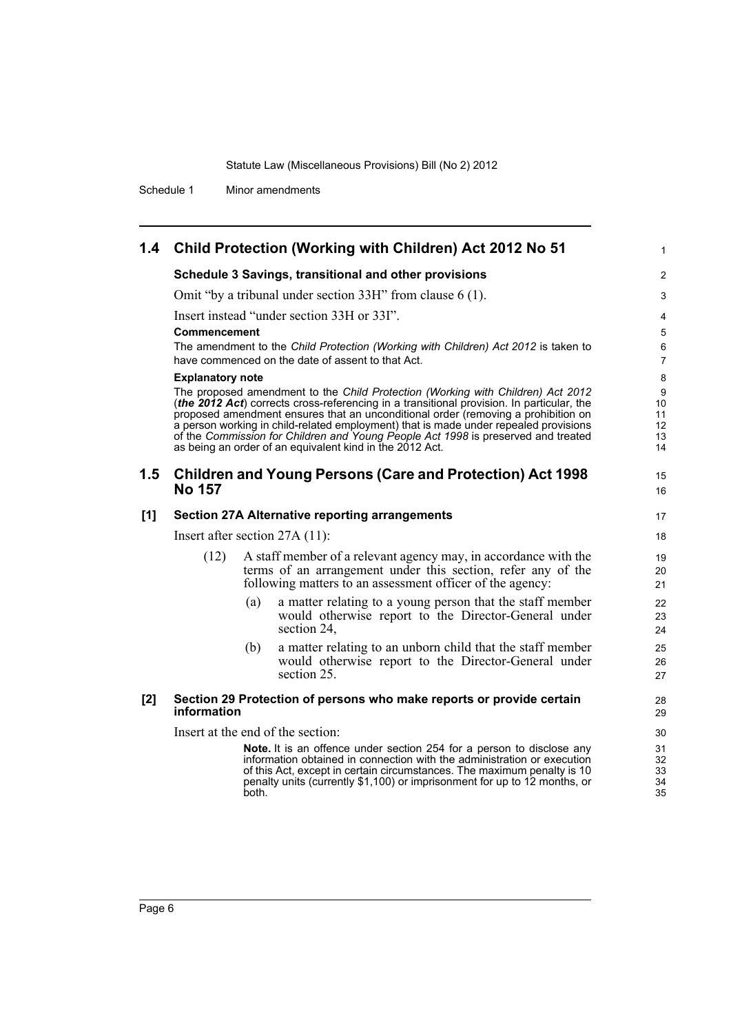## 1.4 Child Protection (Working with Children) Act 2012 No 51

### Schedule 3 Savings, transitional and other provisions

Omit "by a tribunal under section 33H" from clause 6 (1).

Insert instead "under section 33H or 33I".

#### Commencement

The amendment to the *Child Protection (Working with Children) Act 2012* is taken to have commenced on the date of assent to that Act.

#### Explanatory note

The proposed amendment to the *Child Protection (Working with Children) Act 2012* (***the 2012 Act***) corrects cross-referencing in a transitional provision. In particular, the proposed amendment ensures that an unconditional order (removing a prohibition on a person working in child-related employment) that is made under repealed provisions of the *Commission for Children and Young People Act 1998* is preserved and treated as being an order of an equivalent kind in the 2012 Act.

## 1.5 Children and Young Persons (Care and Protection) Act 1998 No 157

### [1] Section 27A Alternative reporting arrangements

Insert after section 27A (11):

(12) A staff member of a relevant agency may, in accordance with the terms of an arrangement under this section, refer any of the following matters to an assessment officer of the agency:

(a) a matter relating to a young person that the staff member would otherwise report to the Director-General under section 24,

(b) a matter relating to an unborn child that the staff member would otherwise report to the Director-General under section 25.

### [2] Section 29 Protection of persons who make reports or provide certain information

Insert at the end of the section:

**Note.** It is an offence under section 254 for a person to disclose any information obtained in connection with the administration or execution of this Act, except in certain circumstances. The maximum penalty is 10 penalty units (currently $1,100) or imprisonment for up to 12 months, or both.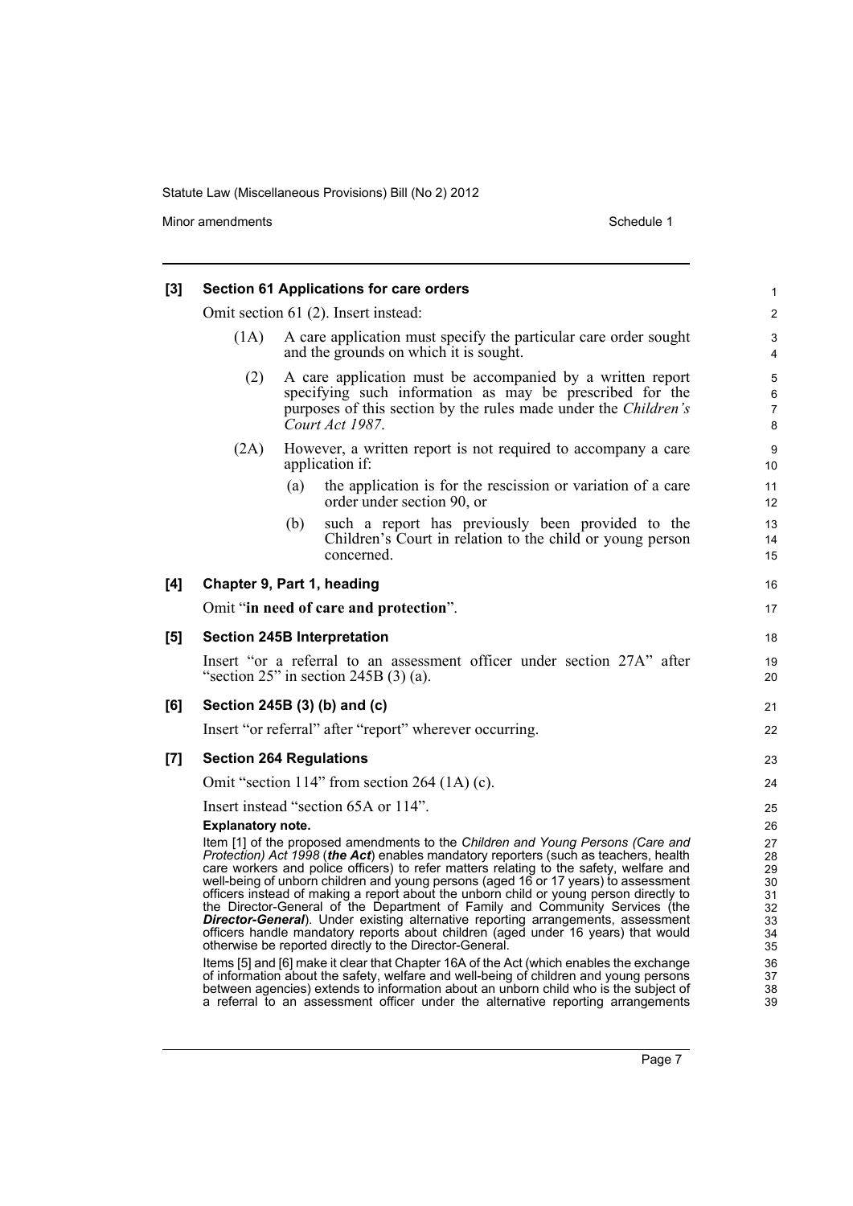**[3] Section 61 Applications for care orders**

Omit section 61 (2). Insert instead:

(1A) A care application must specify the particular care order sought and the grounds on which it is sought.

(2) A care application must be accompanied by a written report specifying such information as may be prescribed for the purposes of this section by the rules made under the *Children's Court Act 1987*.

(2A) However, a written report is not required to accompany a care application if:

(a) the application is for the rescission or variation of a care order under section 90, or

(b) such a report has previously been provided to the Children's Court in relation to the child or young person concerned.

**[4] Chapter 9, Part 1, heading**

Omit "**in need of care and protection**".

**[5] Section 245B Interpretation**

Insert "or a referral to an assessment officer under section 27A" after "section 25" in section 245B (3) (a).

**[6] Section 245B (3) (b) and (c)**

Insert "or referral" after "report" wherever occurring.

**[7] Section 264 Regulations**

Omit "section 114" from section 264 (1A) (c).

Insert instead "section 65A or 114".

**Explanatory note.**

Item [1] of the proposed amendments to the *Children and Young Persons (Care and Protection) Act 1998* (***the Act***) enables mandatory reporters (such as teachers, health care workers and police officers) to refer matters relating to the safety, welfare and well-being of unborn children and young persons (aged 16 or 17 years) to assessment officers instead of making a report about the unborn child or young person directly to the Director-General of the Department of Family and Community Services (the ***Director-General***). Under existing alternative reporting arrangements, assessment officers handle mandatory reports about children (aged under 16 years) that would otherwise be reported directly to the Director-General.

Items [5] and [6] make it clear that Chapter 16A of the Act (which enables the exchange of information about the safety, welfare and well-being of children and young persons between agencies) extends to information about an unborn child who is the subject of a referral to an assessment officer under the alternative reporting arrangements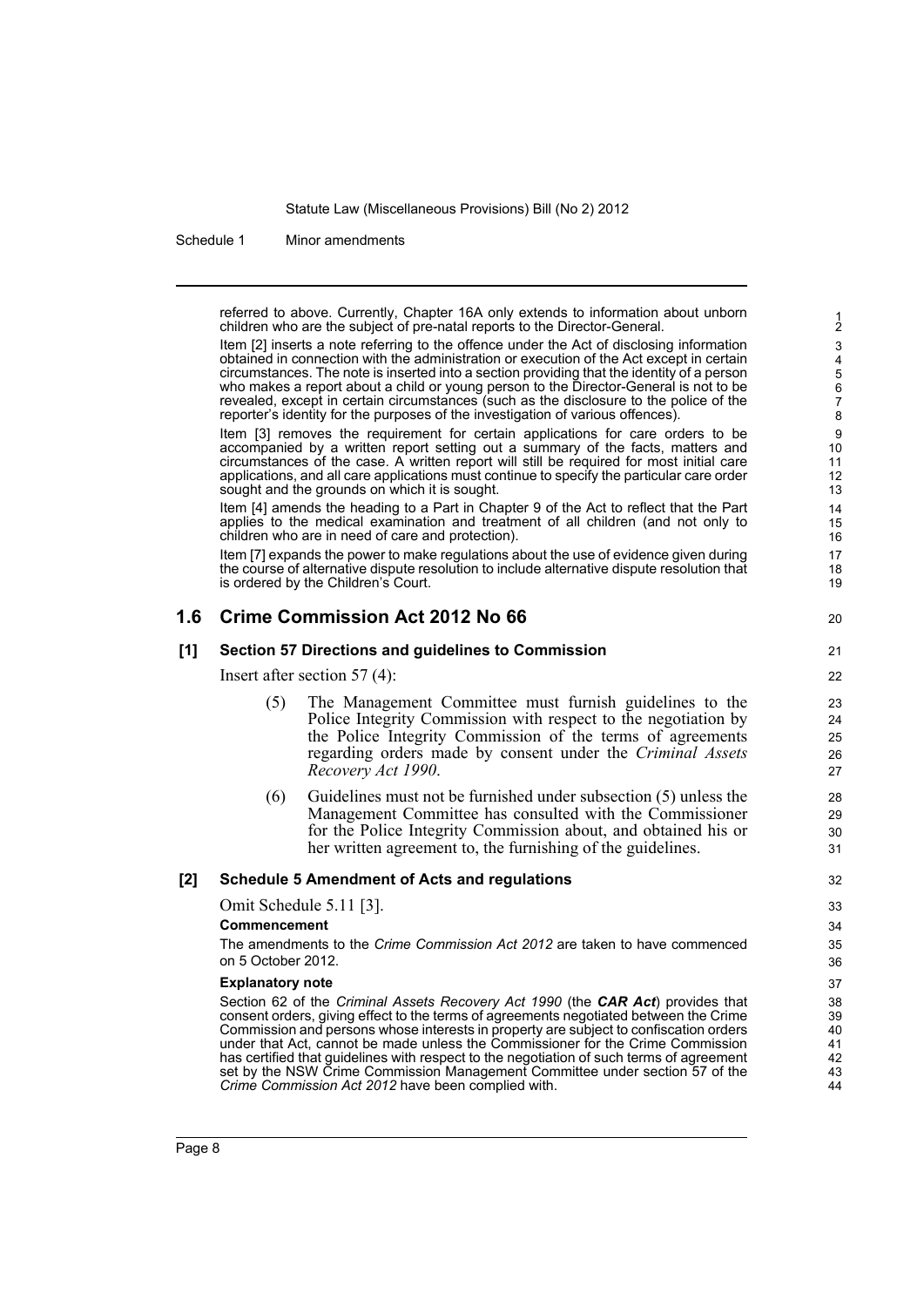referred to above. Currently, Chapter 16A only extends to information about unborn children who are the subject of pre-natal reports to the Director-General.

Item [2] inserts a note referring to the offence under the Act of disclosing information obtained in connection with the administration or execution of the Act except in certain circumstances. The note is inserted into a section providing that the identity of a person who makes a report about a child or young person to the Director-General is not to be revealed, except in certain circumstances (such as the disclosure to the police of the reporter's identity for the purposes of the investigation of various offences).

Item [3] removes the requirement for certain applications for care orders to be accompanied by a written report setting out a summary of the facts, matters and circumstances of the case. A written report will still be required for most initial care applications, and all care applications must continue to specify the particular care order sought and the grounds on which it is sought.

Item [4] amends the heading to a Part in Chapter 9 of the Act to reflect that the Part applies to the medical examination and treatment of all children (and not only to children who are in need of care and protection).

Item [7] expands the power to make regulations about the use of evidence given during the course of alternative dispute resolution to include alternative dispute resolution that is ordered by the Children's Court.

## 1.6 Crime Commission Act 2012 No 66

### [1] Section 57 Directions and guidelines to Commission

Insert after section 57 (4):

(5) The Management Committee must furnish guidelines to the Police Integrity Commission with respect to the negotiation by the Police Integrity Commission of the terms of agreements regarding orders made by consent under the *Criminal Assets Recovery Act 1990*.

(6) Guidelines must not be furnished under subsection (5) unless the Management Committee has consulted with the Commissioner for the Police Integrity Commission about, and obtained his or her written agreement to, the furnishing of the guidelines.

### [2] Schedule 5 Amendment of Acts and regulations

Omit Schedule 5.11 [3].

**Commencement**

The amendments to the *Crime Commission Act 2012* are taken to have commenced on 5 October 2012.

**Explanatory note**

Section 62 of the *Criminal Assets Recovery Act 1990* (the ***CAR Act***) provides that consent orders, giving effect to the terms of agreements negotiated between the Crime Commission and persons whose interests in property are subject to confiscation orders under that Act, cannot be made unless the Commissioner for the Crime Commission has certified that guidelines with respect to the negotiation of such terms of agreement set by the NSW Crime Commission Management Committee under section 57 of the *Crime Commission Act 2012* have been complied with.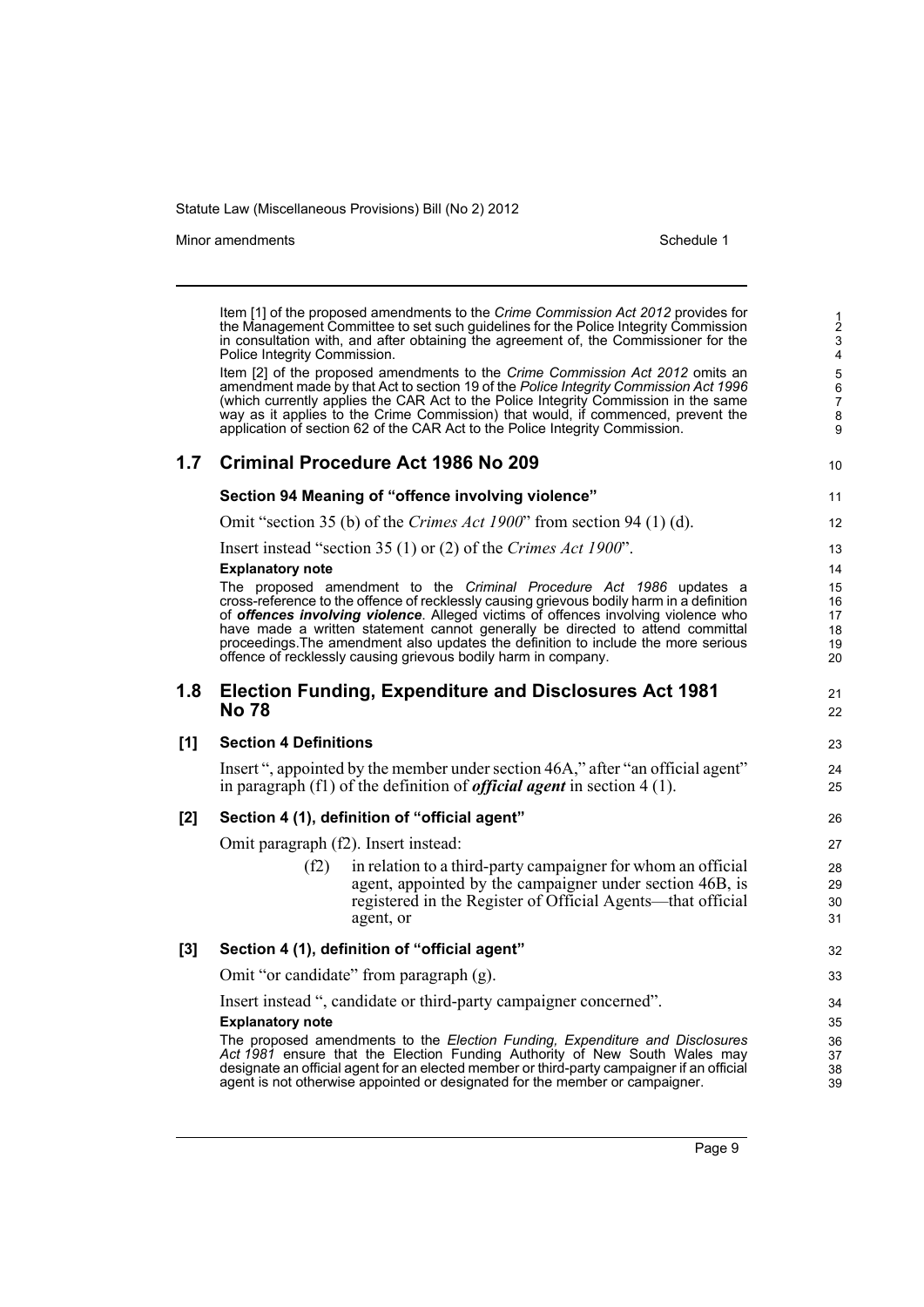Item [1] of the proposed amendments to the *Crime Commission Act 2012* provides for the Management Committee to set such guidelines for the Police Integrity Commission in consultation with, and after obtaining the agreement of, the Commissioner for the Police Integrity Commission.

Item [2] of the proposed amendments to the *Crime Commission Act 2012* omits an amendment made by that Act to section 19 of the *Police Integrity Commission Act 1996* (which currently applies the CAR Act to the Police Integrity Commission in the same way as it applies to the Crime Commission) that would, if commenced, prevent the application of section 62 of the CAR Act to the Police Integrity Commission.

## 1.7 Criminal Procedure Act 1986 No 209

### Section 94 Meaning of "offence involving violence"

Omit "section 35 (b) of the *Crimes Act 1900*" from section 94 (1) (d).

Insert instead "section 35 (1) or (2) of the *Crimes Act 1900*".

**Explanatory note**

The proposed amendment to the *Criminal Procedure Act 1986* updates a cross-reference to the offence of recklessly causing grievous bodily harm in a definition of ***offences involving violence***. Alleged victims of offences involving violence who have made a written statement cannot generally be directed to attend committal proceedings.The amendment also updates the definition to include the more serious offence of recklessly causing grievous bodily harm in company.

## 1.8 Election Funding, Expenditure and Disclosures Act 1981 No 78

### [1] Section 4 Definitions

Insert ", appointed by the member under section 46A," after "an official agent" in paragraph (f1) of the definition of ***official agent*** in section 4 (1).

### [2] Section 4 (1), definition of "official agent"

Omit paragraph (f2). Insert instead:

> (f2) in relation to a third-party campaigner for whom an official agent, appointed by the campaigner under section 46B, is registered in the Register of Official Agents—that official agent, or

### [3] Section 4 (1), definition of "official agent"

Omit "or candidate" from paragraph (g).

Insert instead ", candidate or third-party campaigner concerned".

**Explanatory note**

The proposed amendments to the *Election Funding, Expenditure and Disclosures Act 1981* ensure that the Election Funding Authority of New South Wales may designate an official agent for an elected member or third-party campaigner if an official agent is not otherwise appointed or designated for the member or campaigner.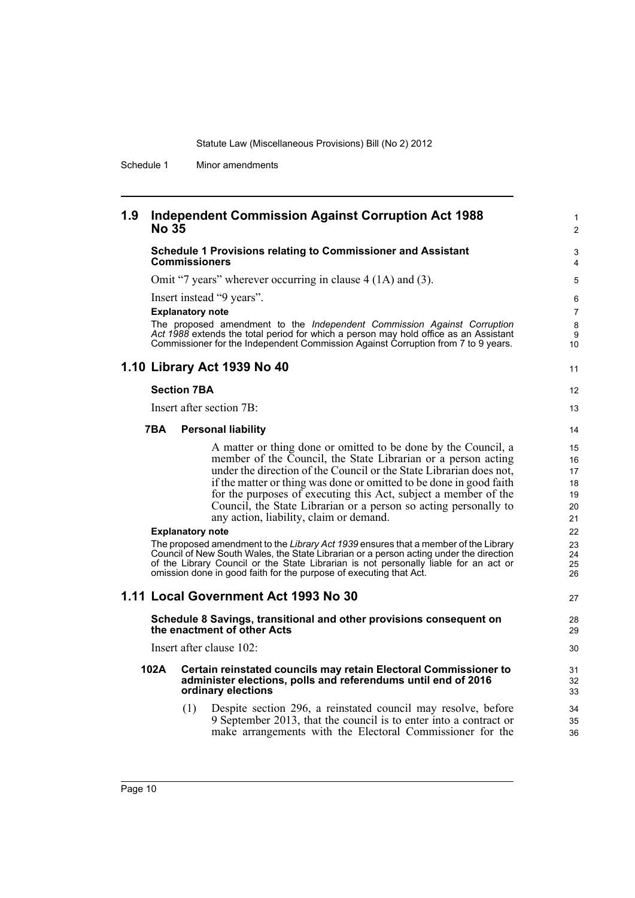## 1.9 Independent Commission Against Corruption Act 1988 No 35

### Schedule 1 Provisions relating to Commissioner and Assistant Commissioners

Omit "7 years" wherever occurring in clause 4 (1A) and (3).

Insert instead "9 years".

**Explanatory note**

The proposed amendment to the *Independent Commission Against Corruption Act 1988* extends the total period for which a person may hold office as an Assistant Commissioner for the Independent Commission Against Corruption from 7 to 9 years.

## 1.10 Library Act 1939 No 40

### Section 7BA

Insert after section 7B:

#### 7BA Personal liability

A matter or thing done or omitted to be done by the Council, a member of the Council, the State Librarian or a person acting under the direction of the Council or the State Librarian does not, if the matter or thing was done or omitted to be done in good faith for the purposes of executing this Act, subject a member of the Council, the State Librarian or a person so acting personally to any action, liability, claim or demand.

**Explanatory note**

The proposed amendment to the *Library Act 1939* ensures that a member of the Library Council of New South Wales, the State Librarian or a person acting under the direction of the Library Council or the State Librarian is not personally liable for an act or omission done in good faith for the purpose of executing that Act.

## 1.11 Local Government Act 1993 No 30

### Schedule 8 Savings, transitional and other provisions consequent on the enactment of other Acts

Insert after clause 102:

#### 102A Certain reinstated councils may retain Electoral Commissioner to administer elections, polls and referendums until end of 2016 ordinary elections

(1) Despite section 296, a reinstated council may resolve, before 9 September 2013, that the council is to enter into a contract or make arrangements with the Electoral Commissioner for the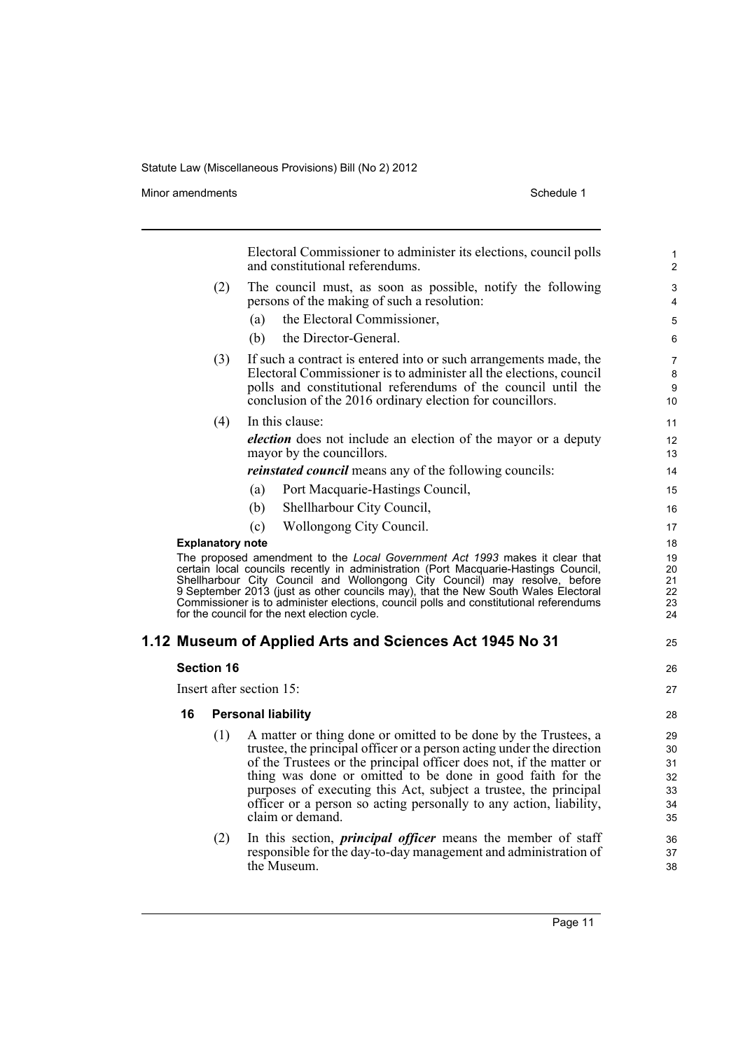Electoral Commissioner to administer its elections, council polls and constitutional referendums.

(2) The council must, as soon as possible, notify the following persons of the making of such a resolution:

(a) the Electoral Commissioner,

(b) the Director-General.

(3) If such a contract is entered into or such arrangements made, the Electoral Commissioner is to administer all the elections, council polls and constitutional referendums of the council until the conclusion of the 2016 ordinary election for councillors.

(4) In this clause:

***election*** does not include an election of the mayor or a deputy mayor by the councillors.

***reinstated council*** means any of the following councils:

(a) Port Macquarie-Hastings Council,

(b) Shellharbour City Council,

(c) Wollongong City Council.

**Explanatory note**

The proposed amendment to the *Local Government Act 1993* makes it clear that certain local councils recently in administration (Port Macquarie-Hastings Council, Shellharbour City Council and Wollongong City Council) may resolve, before 9 September 2013 (just as other councils may), that the New South Wales Electoral Commissioner is to administer elections, council polls and constitutional referendums for the council for the next election cycle.

## 1.12 Museum of Applied Arts and Sciences Act 1945 No 31

### Section 16

Insert after section 15:

### 16 Personal liability

(1) A matter or thing done or omitted to be done by the Trustees, a trustee, the principal officer or a person acting under the direction of the Trustees or the principal officer does not, if the matter or thing was done or omitted to be done in good faith for the purposes of executing this Act, subject a trustee, the principal officer or a person so acting personally to any action, liability, claim or demand.

(2) In this section, ***principal officer*** means the member of staff responsible for the day-to-day management and administration of the Museum.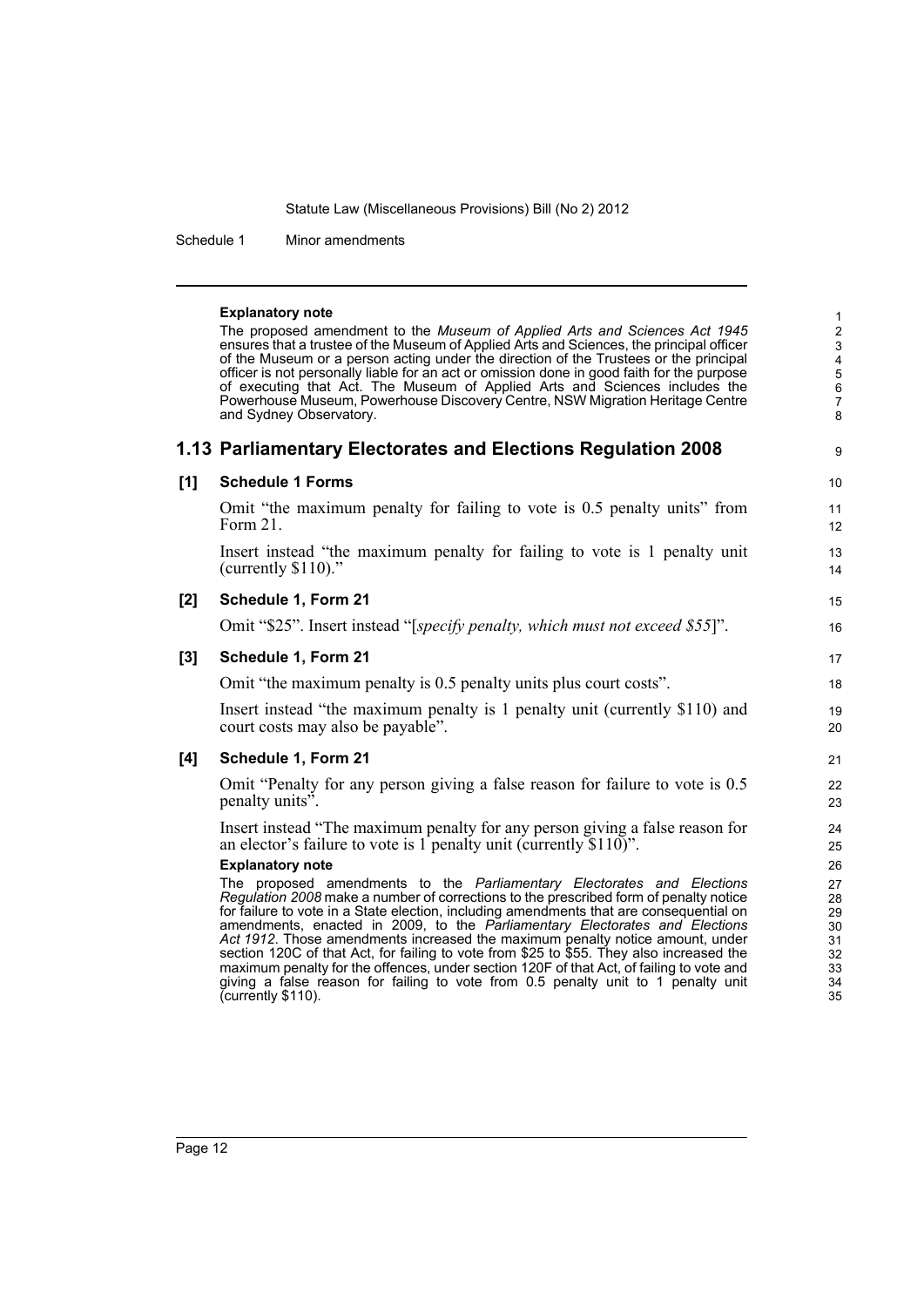**Explanatory note**

The proposed amendment to the *Museum of Applied Arts and Sciences Act 1945* ensures that a trustee of the Museum of Applied Arts and Sciences, the principal officer of the Museum or a person acting under the direction of the Trustees or the principal officer is not personally liable for an act or omission done in good faith for the purpose of executing that Act. The Museum of Applied Arts and Sciences includes the Powerhouse Museum, Powerhouse Discovery Centre, NSW Migration Heritage Centre and Sydney Observatory.

## 1.13 Parliamentary Electorates and Elections Regulation 2008

**[1] Schedule 1 Forms**

Omit "the maximum penalty for failing to vote is 0.5 penalty units" from Form 21.

Insert instead "the maximum penalty for failing to vote is 1 penalty unit (currently $110)."

**[2] Schedule 1, Form 21**

Omit "$25". Insert instead "[*specify penalty, which must not exceed $55*]".

**[3] Schedule 1, Form 21**

Omit "the maximum penalty is 0.5 penalty units plus court costs".

Insert instead "the maximum penalty is 1 penalty unit (currently $110) and court costs may also be payable".

**[4] Schedule 1, Form 21**

Omit "Penalty for any person giving a false reason for failure to vote is 0.5 penalty units".

Insert instead "The maximum penalty for any person giving a false reason for an elector's failure to vote is 1 penalty unit (currently $110)".

**Explanatory note**

The proposed amendments to the *Parliamentary Electorates and Elections Regulation 2008* make a number of corrections to the prescribed form of penalty notice for failure to vote in a State election, including amendments that are consequential on amendments, enacted in 2009, to the *Parliamentary Electorates and Elections Act 1912*. Those amendments increased the maximum penalty notice amount, under section 120C of that Act, for failing to vote from $25 to $55. They also increased the maximum penalty for the offences, under section 120F of that Act, of failing to vote and giving a false reason for failing to vote from 0.5 penalty unit to 1 penalty unit (currently $110).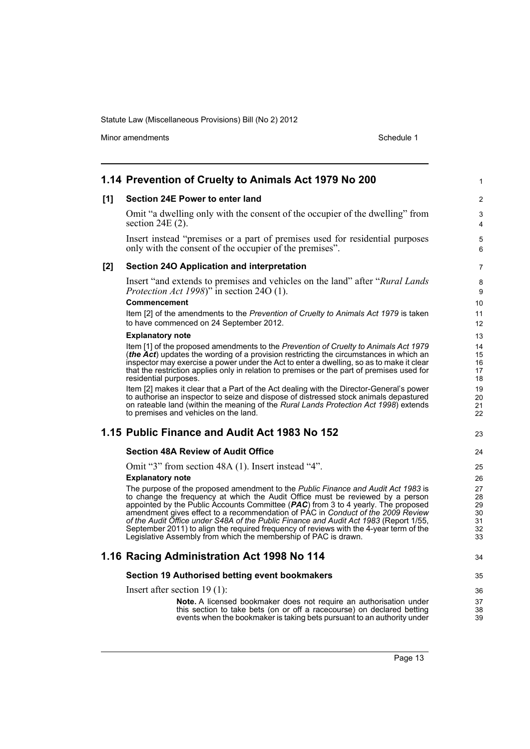## 1.14 Prevention of Cruelty to Animals Act 1979 No 200

### [1] Section 24E Power to enter land

Omit "a dwelling only with the consent of the occupier of the dwelling" from section 24E (2).

Insert instead "premises or a part of premises used for residential purposes only with the consent of the occupier of the premises".

### [2] Section 24O Application and interpretation

Insert "and extends to premises and vehicles on the land" after "*Rural Lands Protection Act 1998*)" in section 24O (1).

**Commencement**

Item [2] of the amendments to the *Prevention of Cruelty to Animals Act 1979* is taken to have commenced on 24 September 2012.

**Explanatory note**

Item [1] of the proposed amendments to the *Prevention of Cruelty to Animals Act 1979* (***the Act***) updates the wording of a provision restricting the circumstances in which an inspector may exercise a power under the Act to enter a dwelling, so as to make it clear that the restriction applies only in relation to premises or the part of premises used for residential purposes.

Item [2] makes it clear that a Part of the Act dealing with the Director-General's power to authorise an inspector to seize and dispose of distressed stock animals depastured on rateable land (within the meaning of the *Rural Lands Protection Act 1998*) extends to premises and vehicles on the land.

## 1.15 Public Finance and Audit Act 1983 No 152

### Section 48A Review of Audit Office

Omit "3" from section 48A (1). Insert instead "4".

**Explanatory note**

The purpose of the proposed amendment to the *Public Finance and Audit Act 1983* is to change the frequency at which the Audit Office must be reviewed by a person appointed by the Public Accounts Committee (***PAC***) from 3 to 4 yearly. The proposed amendment gives effect to a recommendation of PAC in *Conduct of the 2009 Review of the Audit Office under S48A of the Public Finance and Audit Act 1983* (Report 1/55, September 2011) to align the required frequency of reviews with the 4-year term of the Legislative Assembly from which the membership of PAC is drawn.

## 1.16 Racing Administration Act 1998 No 114

### Section 19 Authorised betting event bookmakers

Insert after section 19 (1):

> **Note.** A licensed bookmaker does not require an authorisation under this section to take bets (on or off a racecourse) on declared betting events when the bookmaker is taking bets pursuant to an authority under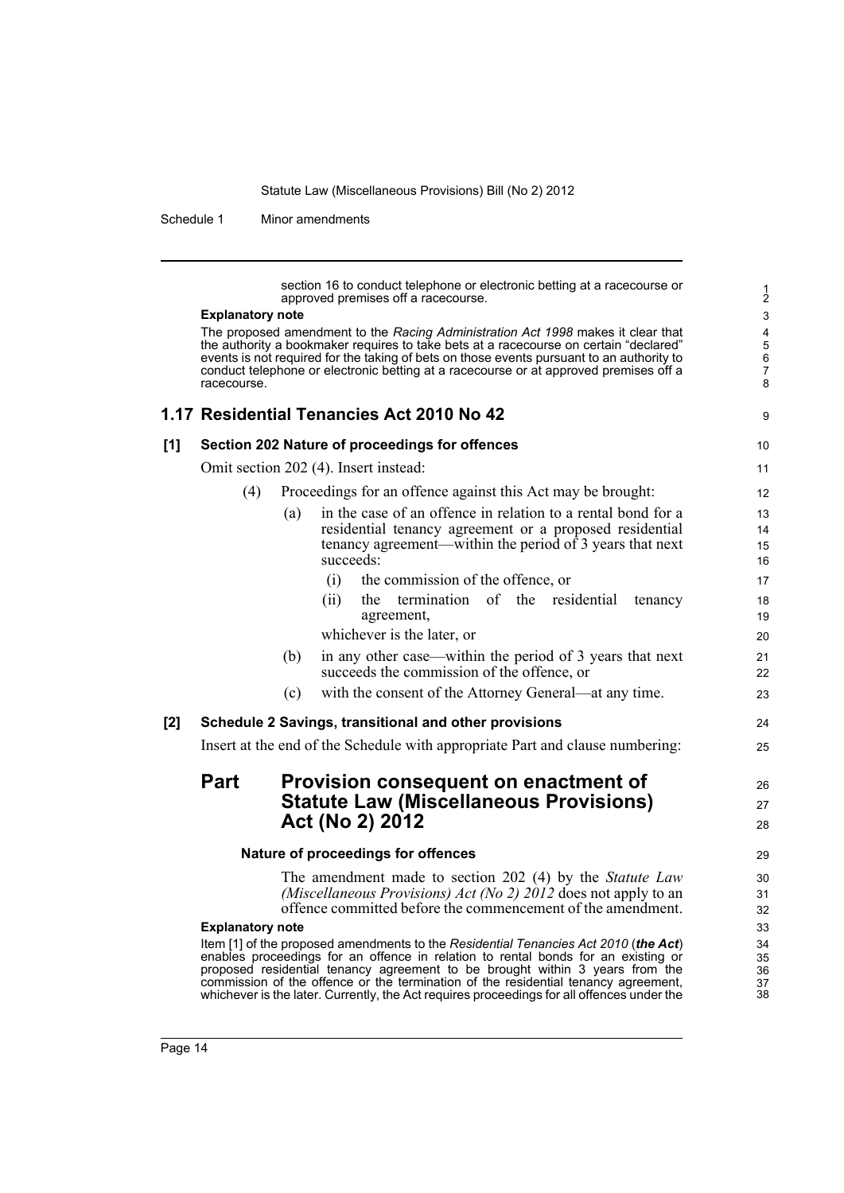section 16 to conduct telephone or electronic betting at a racecourse or approved premises off a racecourse.

**Explanatory note**

The proposed amendment to the *Racing Administration Act 1998* makes it clear that the authority a bookmaker requires to take bets at a racecourse on certain "declared" events is not required for the taking of bets on those events pursuant to an authority to conduct telephone or electronic betting at a racecourse or at approved premises off a racecourse.

## 1.17 Residential Tenancies Act 2010 No 42

**[1] Section 202 Nature of proceedings for offences**

Omit section 202 (4). Insert instead:

(4) Proceedings for an offence against this Act may be brought:

(a) in the case of an offence in relation to a rental bond for a residential tenancy agreement or a proposed residential tenancy agreement—within the period of 3 years that next succeeds:

(i) the commission of the offence, or

(ii) the termination of the residential tenancy agreement,

whichever is the later, or

(b) in any other case—within the period of 3 years that next succeeds the commission of the offence, or

(c) with the consent of the Attorney General—at any time.

**[2] Schedule 2 Savings, transitional and other provisions**

Insert at the end of the Schedule with appropriate Part and clause numbering:

## Part Provision consequent on enactment of Statute Law (Miscellaneous Provisions) Act (No 2) 2012

**Nature of proceedings for offences**

The amendment made to section 202 (4) by the *Statute Law (Miscellaneous Provisions) Act (No 2) 2012* does not apply to an offence committed before the commencement of the amendment.

**Explanatory note**

Item [1] of the proposed amendments to the *Residential Tenancies Act 2010* (***the Act***) enables proceedings for an offence in relation to rental bonds for an existing or proposed residential tenancy agreement to be brought within 3 years from the commission of the offence or the termination of the residential tenancy agreement, whichever is the later. Currently, the Act requires proceedings for all offences under the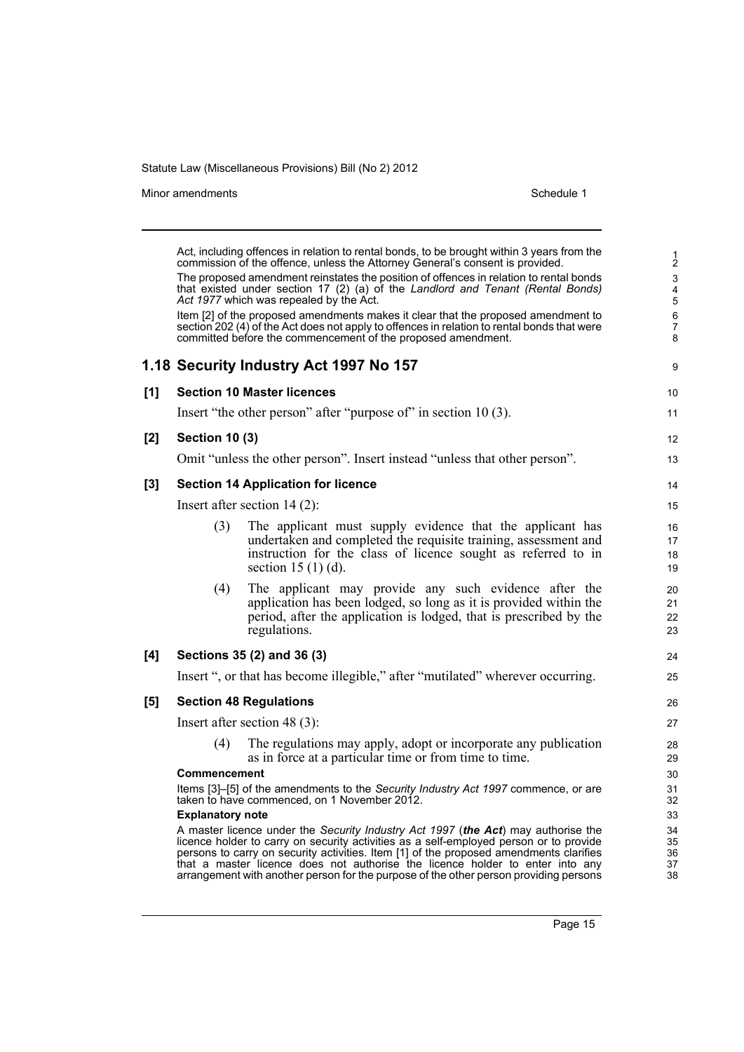Act, including offences in relation to rental bonds, to be brought within 3 years from the commission of the offence, unless the Attorney General's consent is provided.

The proposed amendment reinstates the position of offences in relation to rental bonds that existed under section 17 (2) (a) of the *Landlord and Tenant (Rental Bonds) Act 1977* which was repealed by the Act.

Item [2] of the proposed amendments makes it clear that the proposed amendment to section 202 (4) of the Act does not apply to offences in relation to rental bonds that were committed before the commencement of the proposed amendment.

## 1.18 Security Industry Act 1997 No 157

**[1] Section 10 Master licences**

Insert "the other person" after "purpose of" in section 10 (3).

**[2] Section 10 (3)**

Omit "unless the other person". Insert instead "unless that other person".

**[3] Section 14 Application for licence**

Insert after section 14 (2):

(3) The applicant must supply evidence that the applicant has undertaken and completed the requisite training, assessment and instruction for the class of licence sought as referred to in section 15 (1) (d).

(4) The applicant may provide any such evidence after the application has been lodged, so long as it is provided within the period, after the application is lodged, that is prescribed by the regulations.

**[4] Sections 35 (2) and 36 (3)**

Insert ", or that has become illegible," after "mutilated" wherever occurring.

**[5] Section 48 Regulations**

Insert after section 48 (3):

(4) The regulations may apply, adopt or incorporate any publication as in force at a particular time or from time to time.

**Commencement**

Items [3]–[5] of the amendments to the *Security Industry Act 1997* commence, or are taken to have commenced, on 1 November 2012.

**Explanatory note**

A master licence under the *Security Industry Act 1997* (***the Act***) may authorise the licence holder to carry on security activities as a self-employed person or to provide persons to carry on security activities. Item [1] of the proposed amendments clarifies that a master licence does not authorise the licence holder to enter into any arrangement with another person for the purpose of the other person providing persons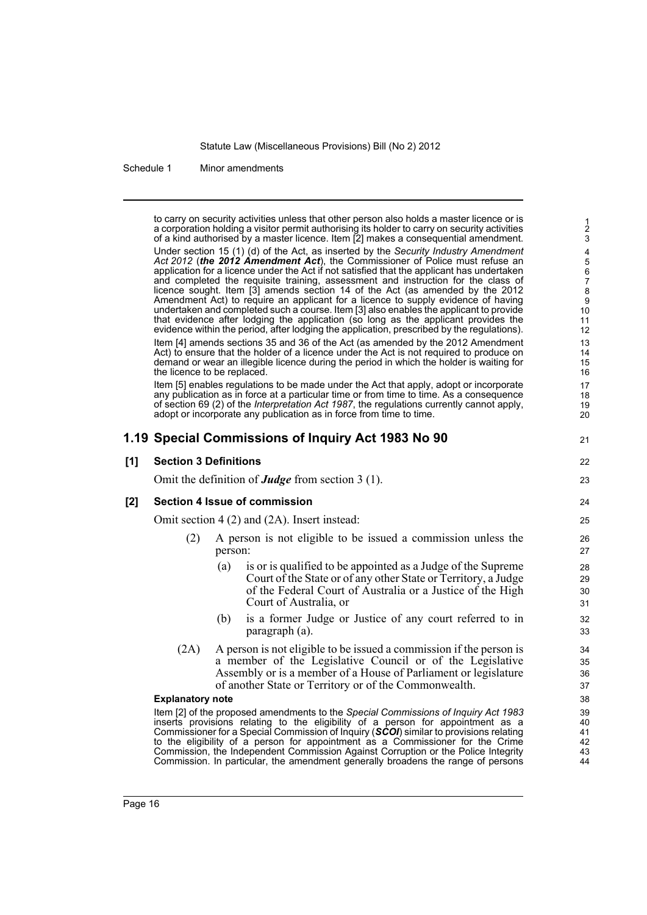to carry on security activities unless that other person also holds a master licence or is a corporation holding a visitor permit authorising its holder to carry on security activities of a kind authorised by a master licence. Item [2] makes a consequential amendment.

Under section 15 (1) (d) of the Act, as inserted by the *Security Industry Amendment Act 2012* (***the 2012 Amendment Act***), the Commissioner of Police must refuse an application for a licence under the Act if not satisfied that the applicant has undertaken and completed the requisite training, assessment and instruction for the class of licence sought. Item [3] amends section 14 of the Act (as amended by the 2012 Amendment Act) to require an applicant for a licence to supply evidence of having undertaken and completed such a course. Item [3] also enables the applicant to provide that evidence after lodging the application (so long as the applicant provides the evidence within the period, after lodging the application, prescribed by the regulations).

Item [4] amends sections 35 and 36 of the Act (as amended by the 2012 Amendment Act) to ensure that the holder of a licence under the Act is not required to produce on demand or wear an illegible licence during the period in which the holder is waiting for the licence to be replaced.

Item [5] enables regulations to be made under the Act that apply, adopt or incorporate any publication as in force at a particular time or from time to time. As a consequence of section 69 (2) of the *Interpretation Act 1987*, the regulations currently cannot apply, adopt or incorporate any publication as in force from time to time.

## 1.19 Special Commissions of Inquiry Act 1983 No 90

### [1] Section 3 Definitions

Omit the definition of ***Judge*** from section 3 (1).

### [2] Section 4 Issue of commission

Omit section 4 (2) and (2A). Insert instead:

(2) A person is not eligible to be issued a commission unless the person:

(a) is or is qualified to be appointed as a Judge of the Supreme Court of the State or of any other State or Territory, a Judge of the Federal Court of Australia or a Justice of the High Court of Australia, or

(b) is a former Judge or Justice of any court referred to in paragraph (a).

(2A) A person is not eligible to be issued a commission if the person is a member of the Legislative Council or of the Legislative Assembly or is a member of a House of Parliament or legislature of another State or Territory or of the Commonwealth.

**Explanatory note**

Item [2] of the proposed amendments to the *Special Commissions of Inquiry Act 1983* inserts provisions relating to the eligibility of a person for appointment as a Commissioner for a Special Commission of Inquiry (***SCOI***) similar to provisions relating to the eligibility of a person for appointment as a Commissioner for the Crime Commission, the Independent Commission Against Corruption or the Police Integrity Commission. In particular, the amendment generally broadens the range of persons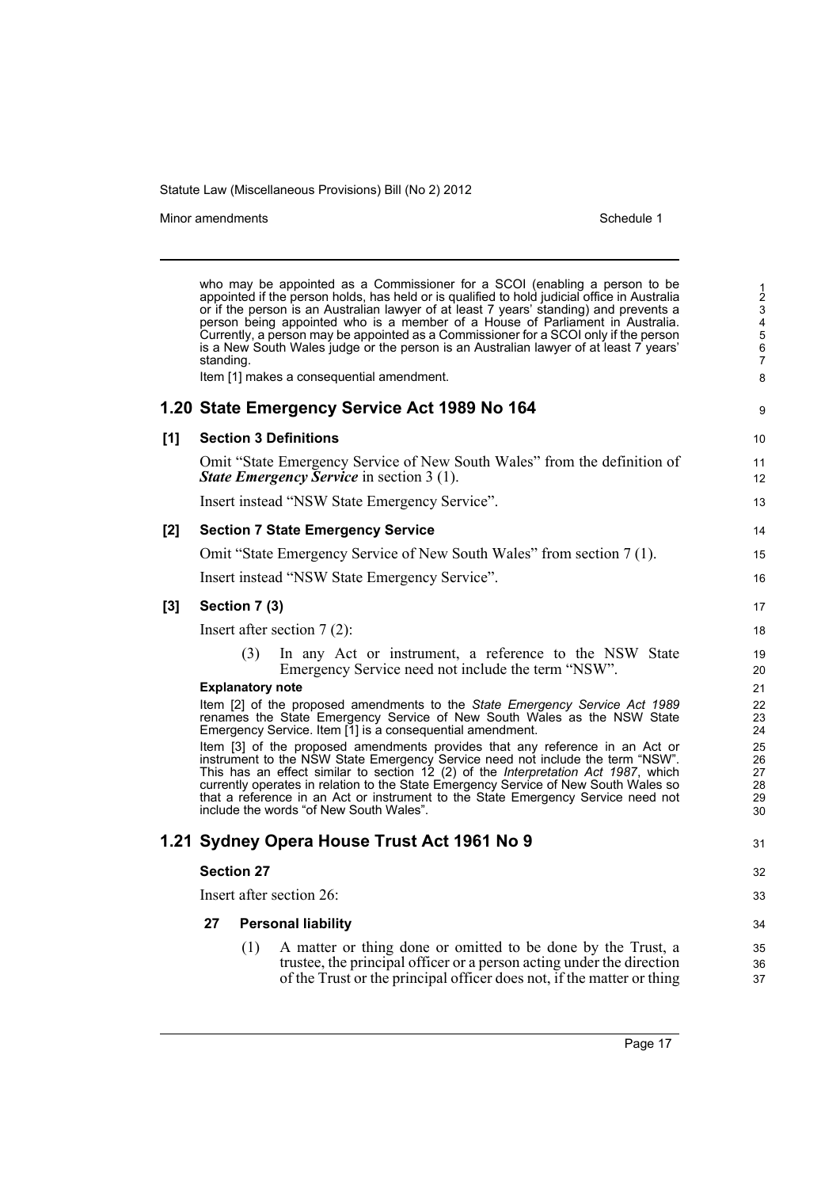who may be appointed as a Commissioner for a SCOI (enabling a person to be appointed if the person holds, has held or is qualified to hold judicial office in Australia or if the person is an Australian lawyer of at least 7 years' standing) and prevents a person being appointed who is a member of a House of Parliament in Australia. Currently, a person may be appointed as a Commissioner for a SCOI only if the person is a New South Wales judge or the person is an Australian lawyer of at least 7 years' standing.

Item [1] makes a consequential amendment.

## 1.20 State Emergency Service Act 1989 No 164

### [1] Section 3 Definitions

Omit "State Emergency Service of New South Wales" from the definition of ***State Emergency Service*** in section 3 (1).

Insert instead "NSW State Emergency Service".

### [2] Section 7 State Emergency Service

Omit "State Emergency Service of New South Wales" from section 7 (1).

Insert instead "NSW State Emergency Service".

### [3] Section 7 (3)

Insert after section 7 (2):

(3) In any Act or instrument, a reference to the NSW State Emergency Service need not include the term "NSW".

**Explanatory note**

Item [2] of the proposed amendments to the *State Emergency Service Act 1989* renames the State Emergency Service of New South Wales as the NSW State Emergency Service. Item [1] is a consequential amendment.

Item [3] of the proposed amendments provides that any reference in an Act or instrument to the NSW State Emergency Service need not include the term "NSW". This has an effect similar to section 12 (2) of the *Interpretation Act 1987*, which currently operates in relation to the State Emergency Service of New South Wales so that a reference in an Act or instrument to the State Emergency Service need not include the words "of New South Wales".

## 1.21 Sydney Opera House Trust Act 1961 No 9

### Section 27

Insert after section 26:

**27 Personal liability**

(1) A matter or thing done or omitted to be done by the Trust, a trustee, the principal officer or a person acting under the direction of the Trust or the principal officer does not, if the matter or thing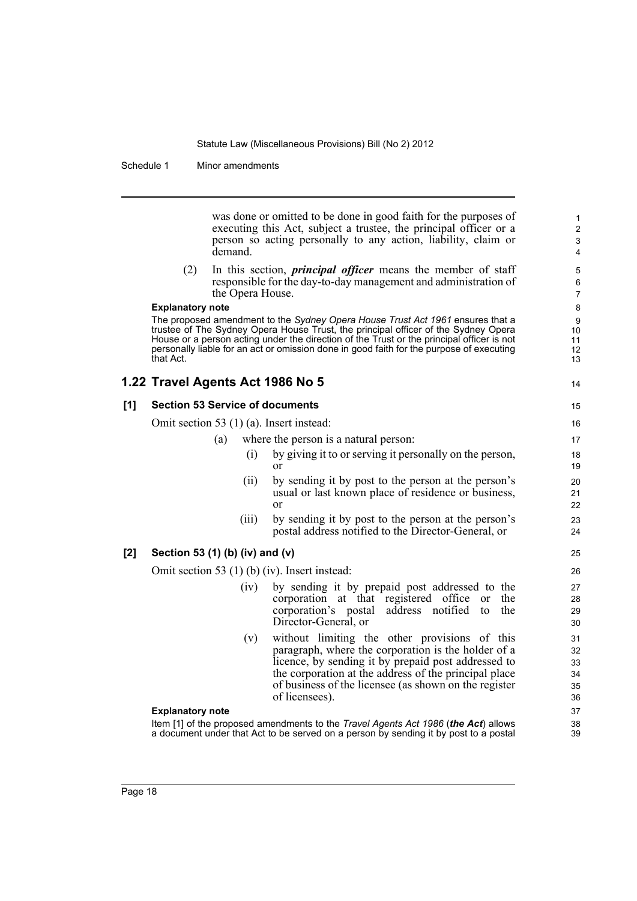was done or omitted to be done in good faith for the purposes of executing this Act, subject a trustee, the principal officer or a person so acting personally to any action, liability, claim or demand.

(2) In this section, ***principal officer*** means the member of staff responsible for the day-to-day management and administration of the Opera House.

**Explanatory note**

The proposed amendment to the *Sydney Opera House Trust Act 1961* ensures that a trustee of The Sydney Opera House Trust, the principal officer of the Sydney Opera House or a person acting under the direction of the Trust or the principal officer is not personally liable for an act or omission done in good faith for the purpose of executing that Act.

## 1.22 Travel Agents Act 1986 No 5

### [1] Section 53 Service of documents

Omit section 53 (1) (a). Insert instead:

(a) where the person is a natural person:

(i) by giving it to or serving it personally on the person, or

(ii) by sending it by post to the person at the person's usual or last known place of residence or business, or

(iii) by sending it by post to the person at the person's postal address notified to the Director-General, or

### [2] Section 53 (1) (b) (iv) and (v)

Omit section 53 (1) (b) (iv). Insert instead:

(iv) by sending it by prepaid post addressed to the corporation at that registered office or the corporation's postal address notified to the Director-General, or

(v) without limiting the other provisions of this paragraph, where the corporation is the holder of a licence, by sending it by prepaid post addressed to the corporation at the address of the principal place of business of the licensee (as shown on the register of licensees).

**Explanatory note**

Item [1] of the proposed amendments to the *Travel Agents Act 1986* (***the Act***) allows a document under that Act to be served on a person by sending it by post to a postal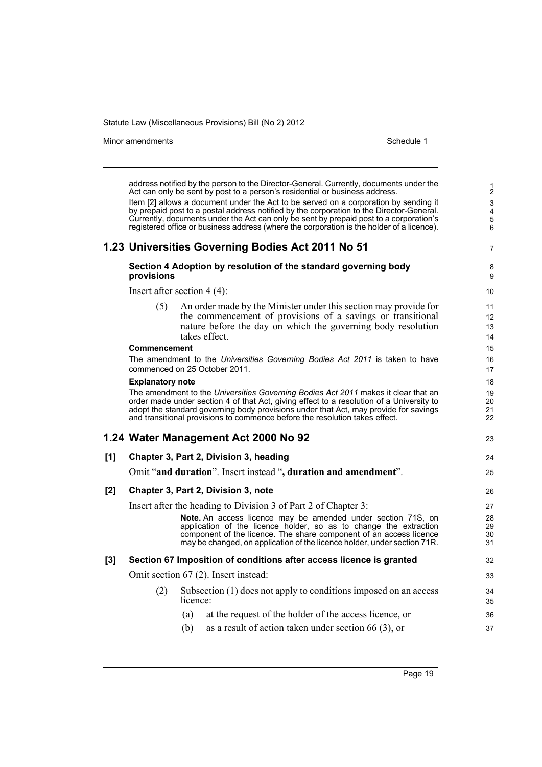address notified by the person to the Director-General. Currently, documents under the Act can only be sent by post to a person's residential or business address.

Item [2] allows a document under the Act to be served on a corporation by sending it by prepaid post to a postal address notified by the corporation to the Director-General. Currently, documents under the Act can only be sent by prepaid post to a corporation's registered office or business address (where the corporation is the holder of a licence).

## 1.23 Universities Governing Bodies Act 2011 No 51

**Section 4 Adoption by resolution of the standard governing body provisions**

Insert after section 4 (4):

(5) An order made by the Minister under this section may provide for the commencement of provisions of a savings or transitional nature before the day on which the governing body resolution takes effect.

**Commencement**

The amendment to the *Universities Governing Bodies Act 2011* is taken to have commenced on 25 October 2011.

**Explanatory note**

The amendment to the *Universities Governing Bodies Act 2011* makes it clear that an order made under section 4 of that Act, giving effect to a resolution of a University to adopt the standard governing body provisions under that Act, may provide for savings and transitional provisions to commence before the resolution takes effect.

## 1.24 Water Management Act 2000 No 92

**[1] Chapter 3, Part 2, Division 3, heading**

Omit "**and duration**". Insert instead "**, duration and amendment**".

**[2] Chapter 3, Part 2, Division 3, note**

Insert after the heading to Division 3 of Part 2 of Chapter 3:

**Note.** An access licence may be amended under section 71S, on application of the licence holder, so as to change the extraction component of the licence. The share component of an access licence may be changed, on application of the licence holder, under section 71R.

**[3] Section 67 Imposition of conditions after access licence is granted**

Omit section 67 (2). Insert instead:

(2) Subsection (1) does not apply to conditions imposed on an access licence:

(a) at the request of the holder of the access licence, or

(b) as a result of action taken under section 66 (3), or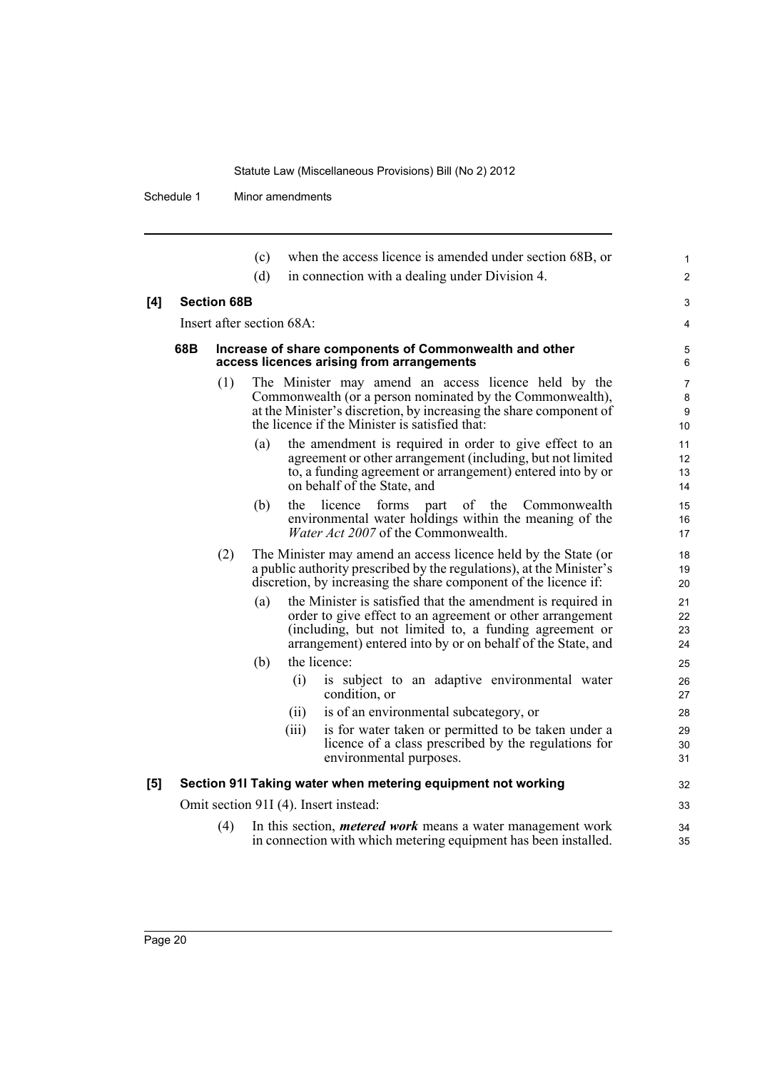(c) when the access licence is amended under section 68B, or

(d) in connection with a dealing under Division 4.

**[4] Section 68B**

Insert after section 68A:

**68B Increase of share components of Commonwealth and other access licences arising from arrangements**

(1) The Minister may amend an access licence held by the Commonwealth (or a person nominated by the Commonwealth), at the Minister's discretion, by increasing the share component of the licence if the Minister is satisfied that:

(a) the amendment is required in order to give effect to an agreement or other arrangement (including, but not limited to, a funding agreement or arrangement) entered into by or on behalf of the State, and

(b) the licence forms part of the Commonwealth environmental water holdings within the meaning of the *Water Act 2007* of the Commonwealth.

(2) The Minister may amend an access licence held by the State (or a public authority prescribed by the regulations), at the Minister's discretion, by increasing the share component of the licence if:

(a) the Minister is satisfied that the amendment is required in order to give effect to an agreement or other arrangement (including, but not limited to, a funding agreement or arrangement) entered into by or on behalf of the State, and

(b) the licence:

(i) is subject to an adaptive environmental water condition, or

(ii) is of an environmental subcategory, or

(iii) is for water taken or permitted to be taken under a licence of a class prescribed by the regulations for environmental purposes.

**[5] Section 91I Taking water when metering equipment not working**

Omit section 91I (4). Insert instead:

(4) In this section, ***metered work*** means a water management work in connection with which metering equipment has been installed.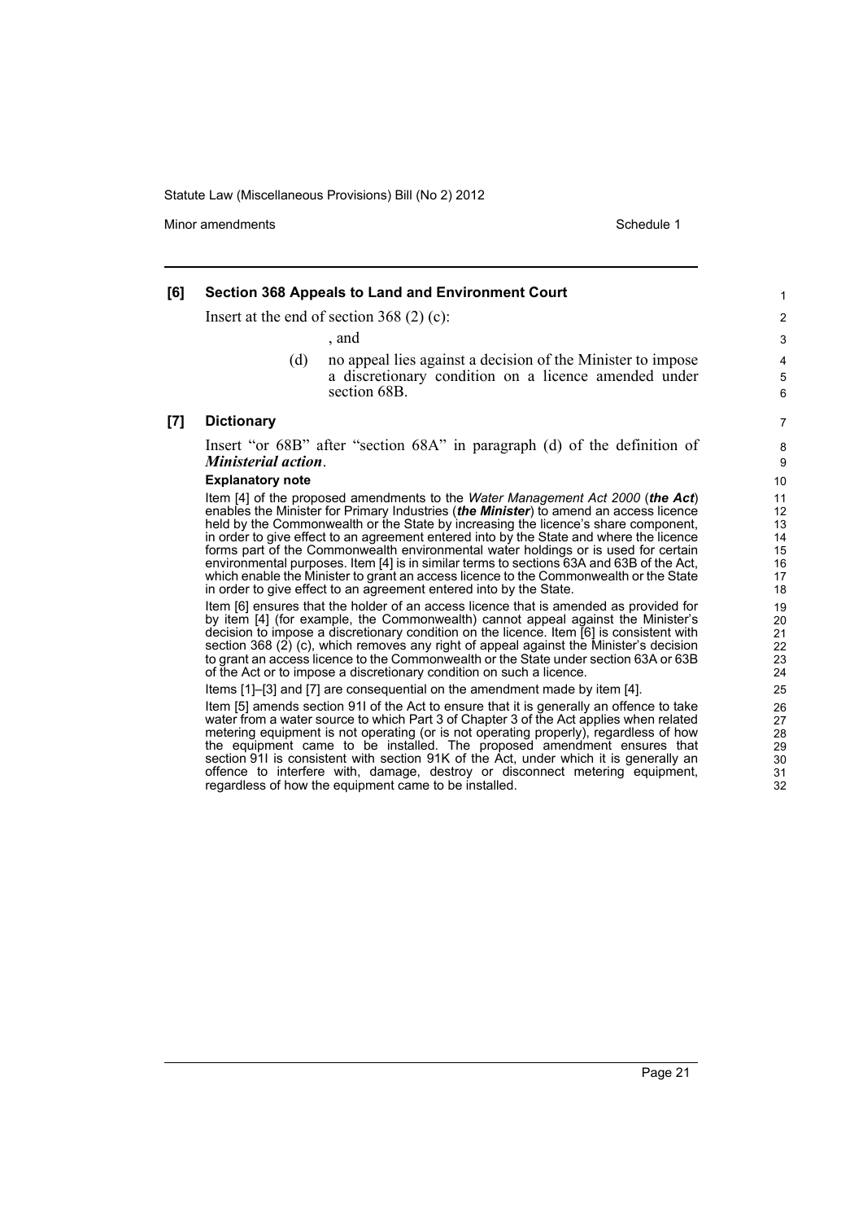**[6] Section 368 Appeals to Land and Environment Court**

Insert at the end of section 368 (2) (c):

, and

(d) no appeal lies against a decision of the Minister to impose a discretionary condition on a licence amended under section 68B.

**[7] Dictionary**

Insert "or 68B" after "section 68A" in paragraph (d) of the definition of ***Ministerial action***.

**Explanatory note**

Item [4] of the proposed amendments to the *Water Management Act 2000* (***the Act***) enables the Minister for Primary Industries (***the Minister***) to amend an access licence held by the Commonwealth or the State by increasing the licence's share component, in order to give effect to an agreement entered into by the State and where the licence forms part of the Commonwealth environmental water holdings or is used for certain environmental purposes. Item [4] is in similar terms to sections 63A and 63B of the Act, which enable the Minister to grant an access licence to the Commonwealth or the State in order to give effect to an agreement entered into by the State.

Item [6] ensures that the holder of an access licence that is amended as provided for by item [4] (for example, the Commonwealth) cannot appeal against the Minister's decision to impose a discretionary condition on the licence. Item [6] is consistent with section 368 (2) (c), which removes any right of appeal against the Minister's decision to grant an access licence to the Commonwealth or the State under section 63A or 63B of the Act or to impose a discretionary condition on such a licence.

Items [1]–[3] and [7] are consequential on the amendment made by item [4].

Item [5] amends section 91I of the Act to ensure that it is generally an offence to take water from a water source to which Part 3 of Chapter 3 of the Act applies when related metering equipment is not operating (or is not operating properly), regardless of how the equipment came to be installed. The proposed amendment ensures that section 91I is consistent with section 91K of the Act, under which it is generally an offence to interfere with, damage, destroy or disconnect metering equipment, regardless of how the equipment came to be installed.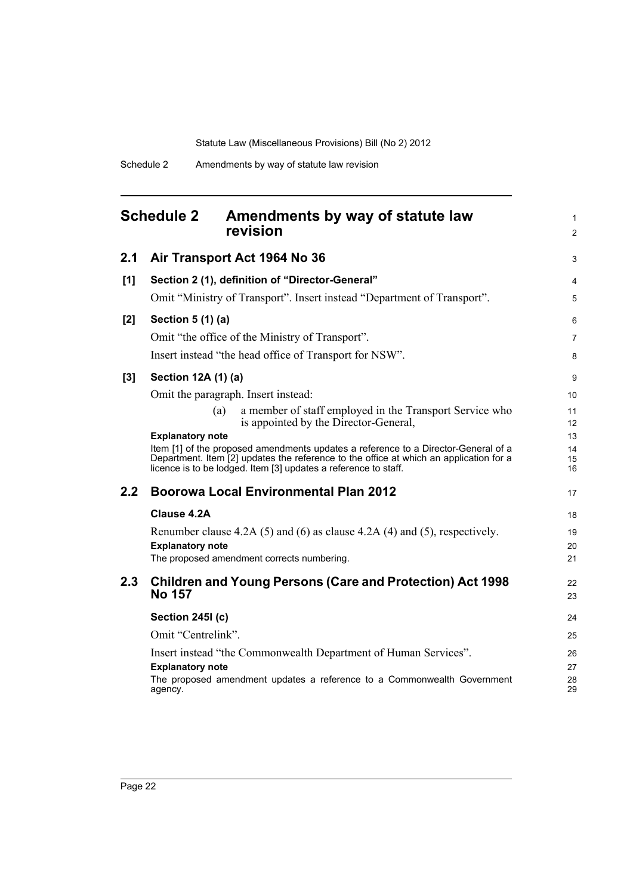# Schedule 2 Amendments by way of statute law revision

## 2.1 Air Transport Act 1964 No 36

### [1] Section 2 (1), definition of "Director-General"

Omit "Ministry of Transport". Insert instead "Department of Transport".

### [2] Section 5 (1) (a)

Omit "the office of the Ministry of Transport".

Insert instead "the head office of Transport for NSW".

### [3] Section 12A (1) (a)

Omit the paragraph. Insert instead:

> (a) a member of staff employed in the Transport Service who is appointed by the Director-General,

**Explanatory note**

Item [1] of the proposed amendments updates a reference to a Director-General of a Department. Item [2] updates the reference to the office at which an application for a licence is to be lodged. Item [3] updates a reference to staff.

## 2.2 Boorowa Local Environmental Plan 2012

### Clause 4.2A

Renumber clause 4.2A (5) and (6) as clause 4.2A (4) and (5), respectively.

**Explanatory note**

The proposed amendment corrects numbering.

## 2.3 Children and Young Persons (Care and Protection) Act 1998 No 157

### Section 245I (c)

Omit "Centrelink".

Insert instead "the Commonwealth Department of Human Services".

**Explanatory note**

The proposed amendment updates a reference to a Commonwealth Government agency.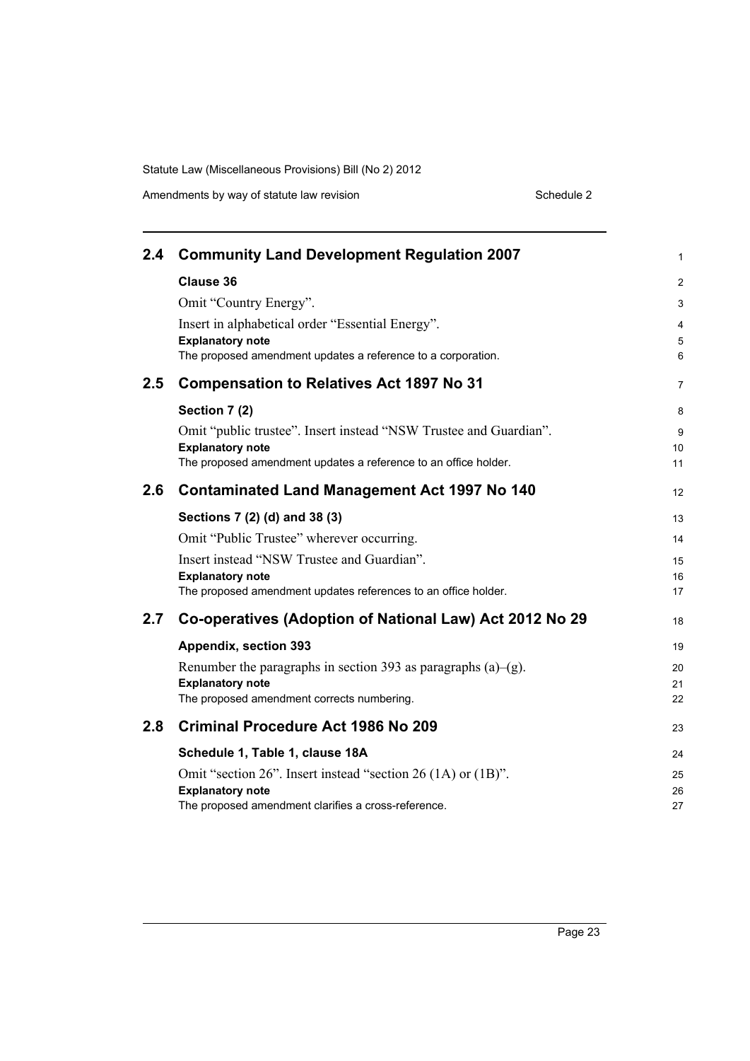## 2.4 Community Land Development Regulation 2007

**Clause 36**

Omit "Country Energy".

Insert in alphabetical order "Essential Energy".

**Explanatory note**

The proposed amendment updates a reference to a corporation.

## 2.5 Compensation to Relatives Act 1897 No 31

**Section 7 (2)**

Omit "public trustee". Insert instead "NSW Trustee and Guardian".

**Explanatory note**

The proposed amendment updates a reference to an office holder.

## 2.6 Contaminated Land Management Act 1997 No 140

**Sections 7 (2) (d) and 38 (3)**

Omit "Public Trustee" wherever occurring.

Insert instead "NSW Trustee and Guardian".

**Explanatory note**

The proposed amendment updates references to an office holder.

## 2.7 Co-operatives (Adoption of National Law) Act 2012 No 29

**Appendix, section 393**

Renumber the paragraphs in section 393 as paragraphs (a)–(g).

**Explanatory note**

The proposed amendment corrects numbering.

## 2.8 Criminal Procedure Act 1986 No 209

**Schedule 1, Table 1, clause 18A**

Omit "section 26". Insert instead "section 26 (1A) or (1B)".

**Explanatory note**

The proposed amendment clarifies a cross-reference.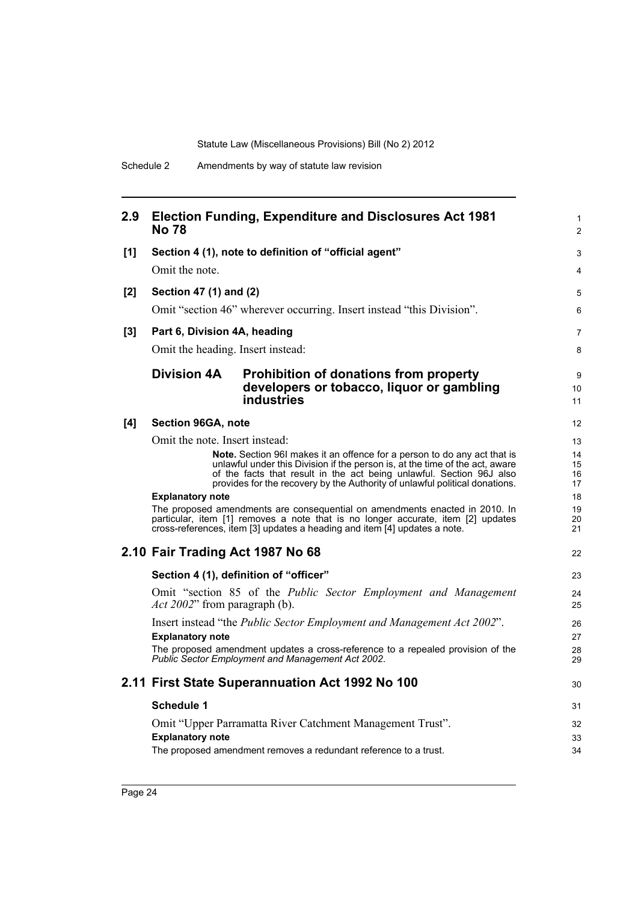## 2.9 Election Funding, Expenditure and Disclosures Act 1981 No 78

**[1] Section 4 (1), note to definition of "official agent"**

Omit the note.

**[2] Section 47 (1) and (2)**

Omit "section 46" wherever occurring. Insert instead "this Division".

**[3] Part 6, Division 4A, heading**

Omit the heading. Insert instead:

### Division 4A Prohibition of donations from property developers or tobacco, liquor or gambling industries

**[4] Section 96GA, note**

Omit the note. Insert instead:

> **Note.** Section 96I makes it an offence for a person to do any act that is unlawful under this Division if the person is, at the time of the act, aware of the facts that result in the act being unlawful. Section 96J also provides for the recovery by the Authority of unlawful political donations.

**Explanatory note**

The proposed amendments are consequential on amendments enacted in 2010. In particular, item [1] removes a note that is no longer accurate, item [2] updates cross-references, item [3] updates a heading and item [4] updates a note.

## 2.10 Fair Trading Act 1987 No 68

**Section 4 (1), definition of "officer"**

Omit "section 85 of the *Public Sector Employment and Management Act 2002*" from paragraph (b).

Insert instead "the *Public Sector Employment and Management Act 2002*".

**Explanatory note**

The proposed amendment updates a cross-reference to a repealed provision of the *Public Sector Employment and Management Act 2002*.

## 2.11 First State Superannuation Act 1992 No 100

**Schedule 1**

Omit "Upper Parramatta River Catchment Management Trust".

**Explanatory note**

The proposed amendment removes a redundant reference to a trust.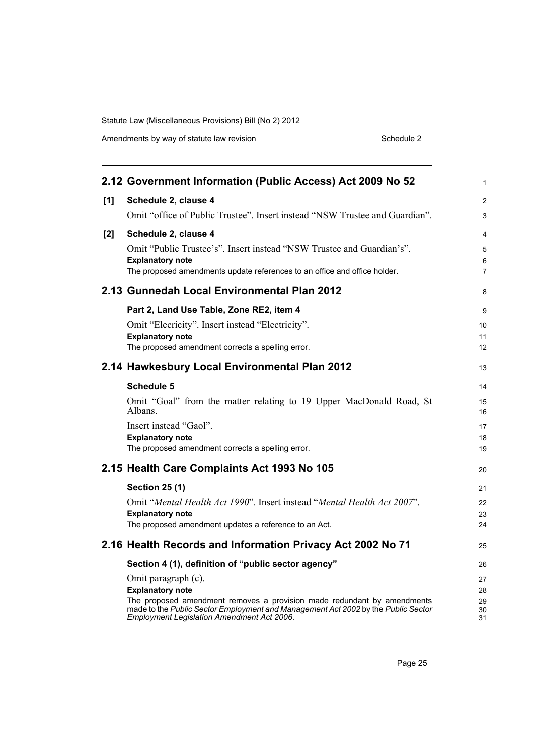## 2.12 Government Information (Public Access) Act 2009 No 52

**[1] Schedule 2, clause 4**

Omit "office of Public Trustee". Insert instead "NSW Trustee and Guardian".

**[2] Schedule 2, clause 4**

Omit "Public Trustee's". Insert instead "NSW Trustee and Guardian's".

**Explanatory note**

The proposed amendments update references to an office and office holder.

## 2.13 Gunnedah Local Environmental Plan 2012

**Part 2, Land Use Table, Zone RE2, item 4**

Omit "Elecricity". Insert instead "Electricity".

**Explanatory note**

The proposed amendment corrects a spelling error.

## 2.14 Hawkesbury Local Environmental Plan 2012

**Schedule 5**

Omit "Goal" from the matter relating to 19 Upper MacDonald Road, St Albans.

Insert instead "Gaol".

**Explanatory note**

The proposed amendment corrects a spelling error.

## 2.15 Health Care Complaints Act 1993 No 105

**Section 25 (1)**

Omit "*Mental Health Act 1990*". Insert instead "*Mental Health Act 2007*".

**Explanatory note**

The proposed amendment updates a reference to an Act.

## 2.16 Health Records and Information Privacy Act 2002 No 71

**Section 4 (1), definition of "public sector agency"**

Omit paragraph (c).

**Explanatory note**

The proposed amendment removes a provision made redundant by amendments made to the *Public Sector Employment and Management Act 2002* by the *Public Sector Employment Legislation Amendment Act 2006*.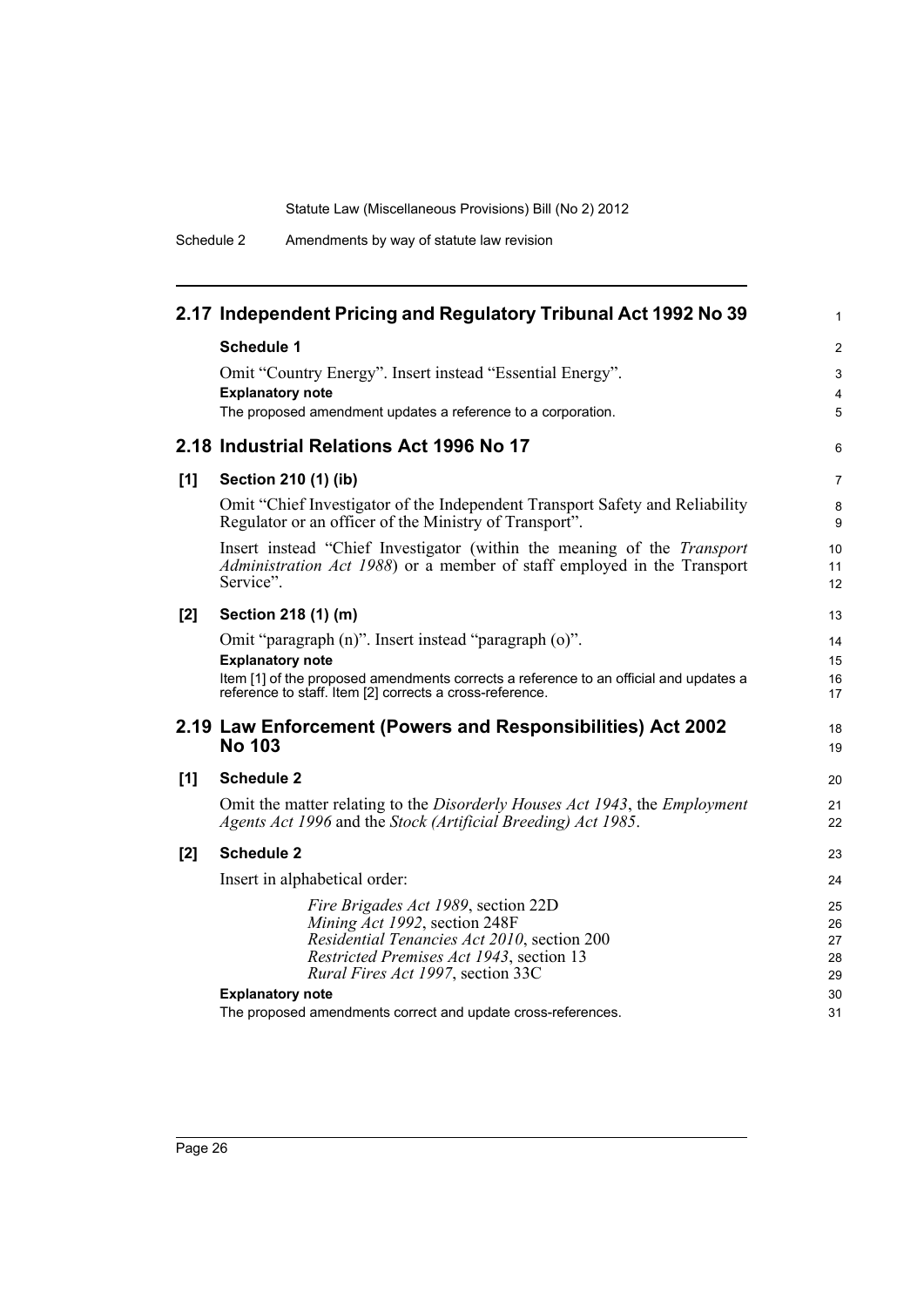## 2.17 Independent Pricing and Regulatory Tribunal Act 1992 No 39

**Schedule 1**

Omit "Country Energy". Insert instead "Essential Energy".

**Explanatory note**

The proposed amendment updates a reference to a corporation.

## 2.18 Industrial Relations Act 1996 No 17

**[1] Section 210 (1) (ib)**

Omit "Chief Investigator of the Independent Transport Safety and Reliability Regulator or an officer of the Ministry of Transport".

Insert instead "Chief Investigator (within the meaning of the *Transport Administration Act 1988*) or a member of staff employed in the Transport Service".

**[2] Section 218 (1) (m)**

Omit "paragraph (n)". Insert instead "paragraph (o)".

**Explanatory note**

Item [1] of the proposed amendments corrects a reference to an official and updates a reference to staff. Item [2] corrects a cross-reference.

## 2.19 Law Enforcement (Powers and Responsibilities) Act 2002 No 103

**[1] Schedule 2**

Omit the matter relating to the *Disorderly Houses Act 1943*, the *Employment Agents Act 1996* and the *Stock (Artificial Breeding) Act 1985*.

**[2] Schedule 2**

Insert in alphabetical order:

*Fire Brigades Act 1989*, section 22D
*Mining Act 1992*, section 248F
*Residential Tenancies Act 2010*, section 200
*Restricted Premises Act 1943*, section 13
*Rural Fires Act 1997*, section 33C

**Explanatory note**

The proposed amendments correct and update cross-references.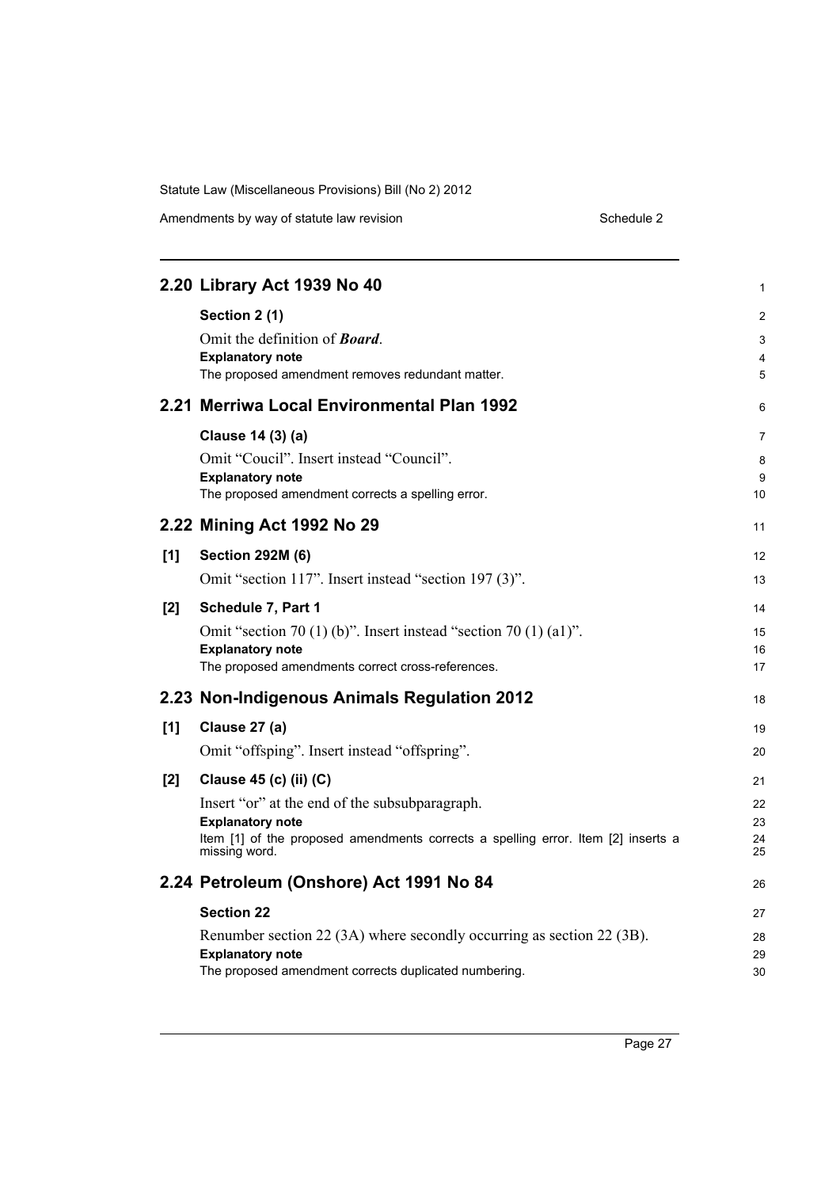## 2.20 Library Act 1939 No 40

**Section 2 (1)**

Omit the definition of ***Board***.

**Explanatory note**

The proposed amendment removes redundant matter.

## 2.21 Merriwa Local Environmental Plan 1992

**Clause 14 (3) (a)**

Omit "Coucil". Insert instead "Council".

**Explanatory note**

The proposed amendment corrects a spelling error.

## 2.22 Mining Act 1992 No 29

**[1] Section 292M (6)**

Omit "section 117". Insert instead "section 197 (3)".

**[2] Schedule 7, Part 1**

Omit "section 70 (1) (b)". Insert instead "section 70 (1) (a1)".

**Explanatory note**

The proposed amendments correct cross-references.

## 2.23 Non-Indigenous Animals Regulation 2012

**[1] Clause 27 (a)**

Omit "offsping". Insert instead "offspring".

**[2] Clause 45 (c) (ii) (C)**

Insert "or" at the end of the subsubparagraph.

**Explanatory note**

Item [1] of the proposed amendments corrects a spelling error. Item [2] inserts a missing word.

## 2.24 Petroleum (Onshore) Act 1991 No 84

**Section 22**

Renumber section 22 (3A) where secondly occurring as section 22 (3B).

**Explanatory note**

The proposed amendment corrects duplicated numbering.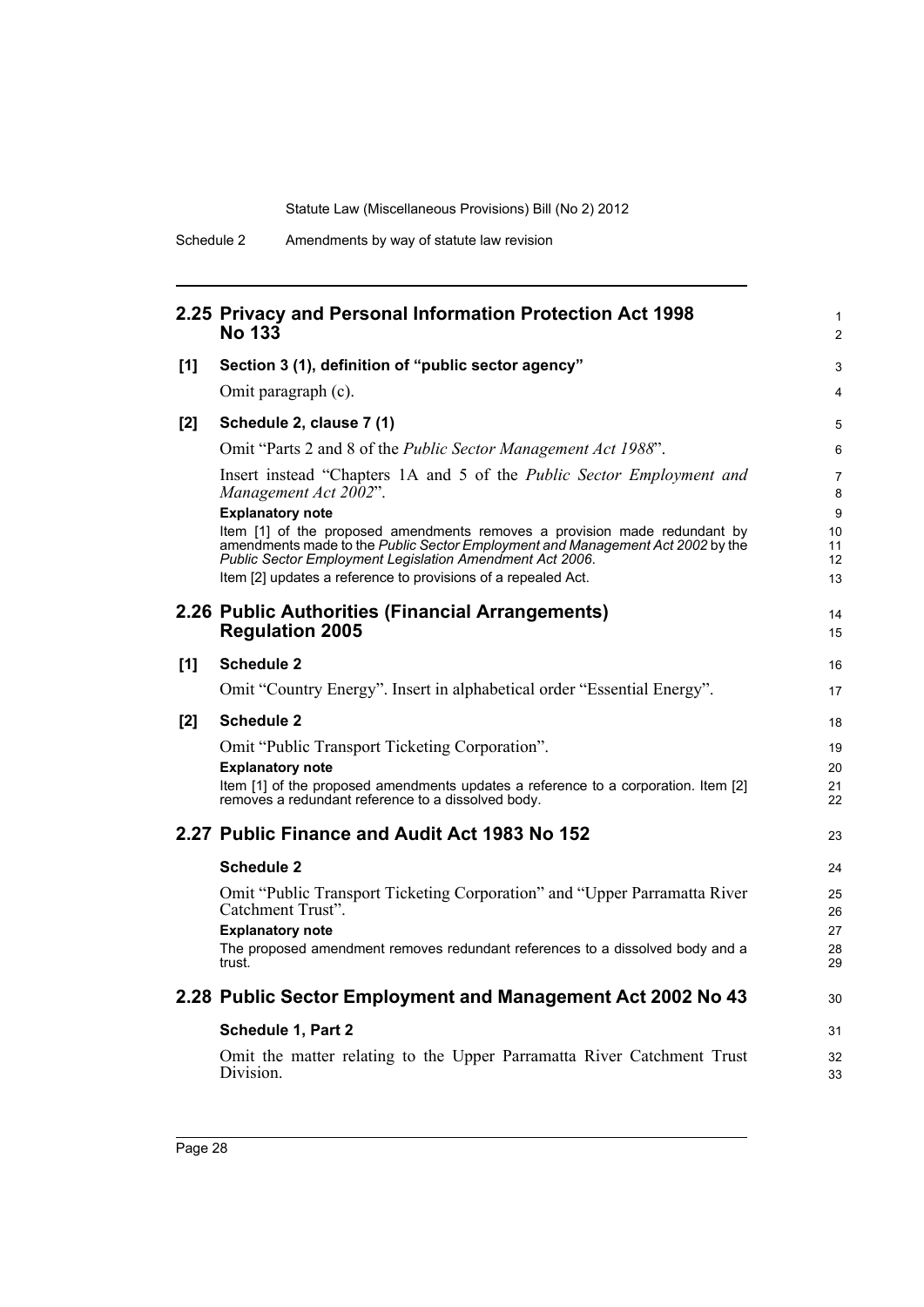## 2.25 Privacy and Personal Information Protection Act 1998 No 133

**[1] Section 3 (1), definition of "public sector agency"**

Omit paragraph (c).

**[2] Schedule 2, clause 7 (1)**

Omit "Parts 2 and 8 of the *Public Sector Management Act 1988*".

Insert instead "Chapters 1A and 5 of the *Public Sector Employment and Management Act 2002*".

**Explanatory note**

Item [1] of the proposed amendments removes a provision made redundant by amendments made to the *Public Sector Employment and Management Act 2002* by the *Public Sector Employment Legislation Amendment Act 2006*.

Item [2] updates a reference to provisions of a repealed Act.

## 2.26 Public Authorities (Financial Arrangements) Regulation 2005

**[1] Schedule 2**

Omit "Country Energy". Insert in alphabetical order "Essential Energy".

**[2] Schedule 2**

Omit "Public Transport Ticketing Corporation".

**Explanatory note**

Item [1] of the proposed amendments updates a reference to a corporation. Item [2] removes a redundant reference to a dissolved body.

## 2.27 Public Finance and Audit Act 1983 No 152

**Schedule 2**

Omit "Public Transport Ticketing Corporation" and "Upper Parramatta River Catchment Trust".

**Explanatory note**

The proposed amendment removes redundant references to a dissolved body and a trust.

## 2.28 Public Sector Employment and Management Act 2002 No 43

**Schedule 1, Part 2**

Omit the matter relating to the Upper Parramatta River Catchment Trust Division.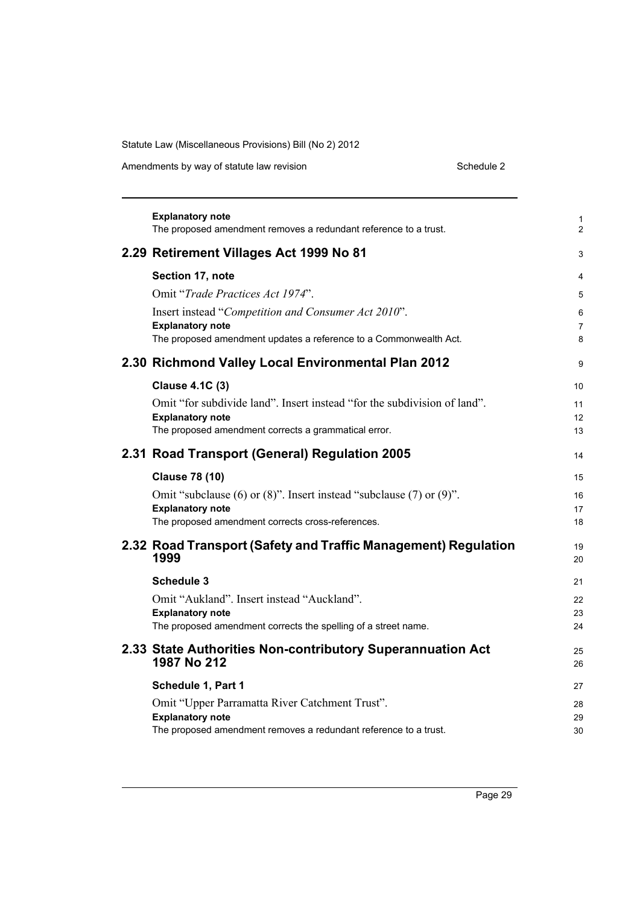**Explanatory note**

The proposed amendment removes a redundant reference to a trust.

## 2.29 Retirement Villages Act 1999 No 81

### Section 17, note

Omit "*Trade Practices Act 1974*".

Insert instead "*Competition and Consumer Act 2010*".

**Explanatory note**

The proposed amendment updates a reference to a Commonwealth Act.

## 2.30 Richmond Valley Local Environmental Plan 2012

### Clause 4.1C (3)

Omit "for subdivide land". Insert instead "for the subdivision of land".

**Explanatory note**

The proposed amendment corrects a grammatical error.

## 2.31 Road Transport (General) Regulation 2005

### Clause 78 (10)

Omit "subclause (6) or (8)". Insert instead "subclause (7) or (9)".

**Explanatory note**

The proposed amendment corrects cross-references.

## 2.32 Road Transport (Safety and Traffic Management) Regulation 1999

### Schedule 3

Omit "Aukland". Insert instead "Auckland".

**Explanatory note**

The proposed amendment corrects the spelling of a street name.

## 2.33 State Authorities Non-contributory Superannuation Act 1987 No 212

### Schedule 1, Part 1

Omit "Upper Parramatta River Catchment Trust".

**Explanatory note**

The proposed amendment removes a redundant reference to a trust.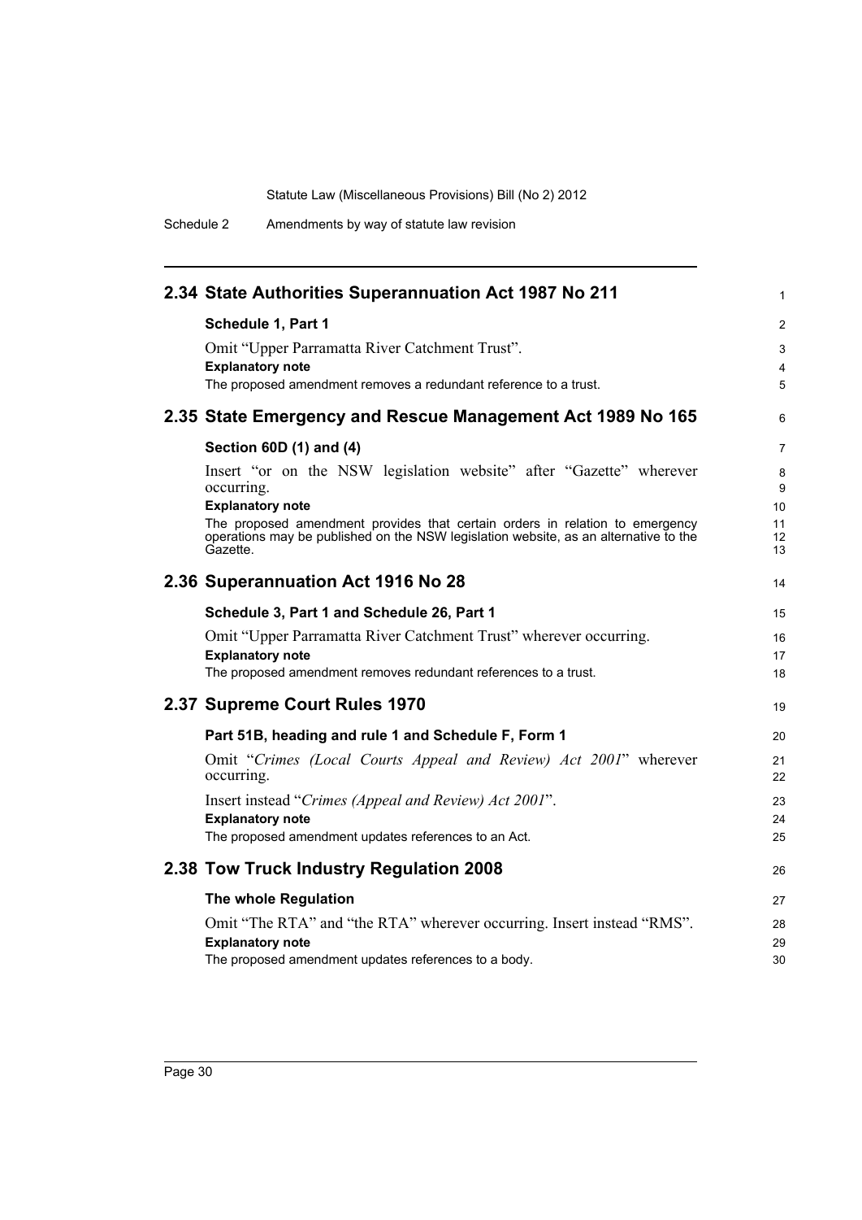## 2.34 State Authorities Superannuation Act 1987 No 211

**Schedule 1, Part 1**

Omit "Upper Parramatta River Catchment Trust".

**Explanatory note**

The proposed amendment removes a redundant reference to a trust.

## 2.35 State Emergency and Rescue Management Act 1989 No 165

**Section 60D (1) and (4)**

Insert "or on the NSW legislation website" after "Gazette" wherever occurring.

**Explanatory note**

The proposed amendment provides that certain orders in relation to emergency operations may be published on the NSW legislation website, as an alternative to the Gazette.

## 2.36 Superannuation Act 1916 No 28

**Schedule 3, Part 1 and Schedule 26, Part 1**

Omit "Upper Parramatta River Catchment Trust" wherever occurring.

**Explanatory note**

The proposed amendment removes redundant references to a trust.

## 2.37 Supreme Court Rules 1970

**Part 51B, heading and rule 1 and Schedule F, Form 1**

Omit "*Crimes (Local Courts Appeal and Review) Act 2001*" wherever occurring.

Insert instead "*Crimes (Appeal and Review) Act 2001*".

**Explanatory note**

The proposed amendment updates references to an Act.

## 2.38 Tow Truck Industry Regulation 2008

**The whole Regulation**

Omit "The RTA" and "the RTA" wherever occurring. Insert instead "RMS".

**Explanatory note**

The proposed amendment updates references to a body.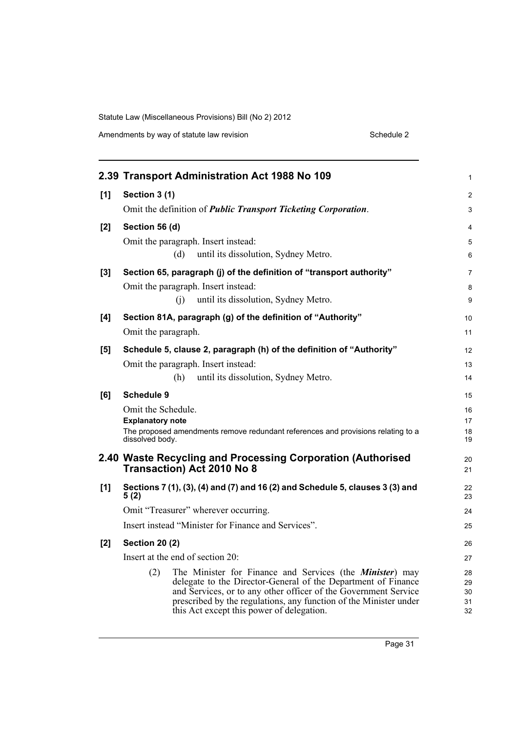## 2.39 Transport Administration Act 1988 No 109

**[1] Section 3 (1)**

Omit the definition of ***Public Transport Ticketing Corporation***.

**[2] Section 56 (d)**

Omit the paragraph. Insert instead:

(d) until its dissolution, Sydney Metro.

**[3] Section 65, paragraph (j) of the definition of "transport authority"**

Omit the paragraph. Insert instead:

(j) until its dissolution, Sydney Metro.

**[4] Section 81A, paragraph (g) of the definition of "Authority"**

Omit the paragraph.

**[5] Schedule 5, clause 2, paragraph (h) of the definition of "Authority"**

Omit the paragraph. Insert instead:

(h) until its dissolution, Sydney Metro.

**[6] Schedule 9**

Omit the Schedule.

**Explanatory note**

The proposed amendments remove redundant references and provisions relating to a dissolved body.

## 2.40 Waste Recycling and Processing Corporation (Authorised Transaction) Act 2010 No 8

**[1] Sections 7 (1), (3), (4) and (7) and 16 (2) and Schedule 5, clauses 3 (3) and 5 (2)**

Omit "Treasurer" wherever occurring.

Insert instead "Minister for Finance and Services".

**[2] Section 20 (2)**

Insert at the end of section 20:

(2) The Minister for Finance and Services (the ***Minister***) may delegate to the Director-General of the Department of Finance and Services, or to any other officer of the Government Service prescribed by the regulations, any function of the Minister under this Act except this power of delegation.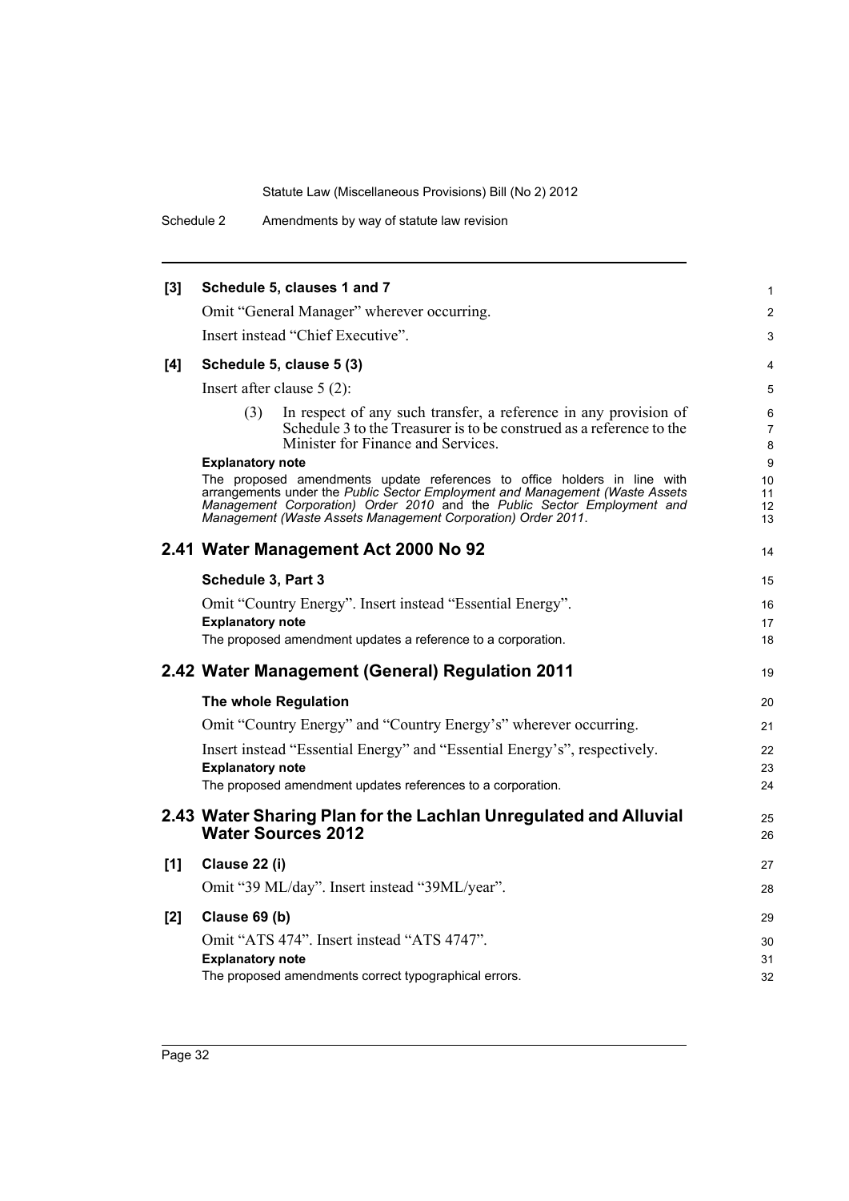**[3] Schedule 5, clauses 1 and 7**

Omit "General Manager" wherever occurring.

Insert instead "Chief Executive".

**[4] Schedule 5, clause 5 (3)**

Insert after clause 5 (2):

> (3) In respect of any such transfer, a reference in any provision of Schedule 3 to the Treasurer is to be construed as a reference to the Minister for Finance and Services.

**Explanatory note**

The proposed amendments update references to office holders in line with arrangements under the *Public Sector Employment and Management (Waste Assets Management Corporation) Order 2010* and the *Public Sector Employment and Management (Waste Assets Management Corporation) Order 2011*.

## 2.41 Water Management Act 2000 No 92

**Schedule 3, Part 3**

Omit "Country Energy". Insert instead "Essential Energy".

**Explanatory note**

The proposed amendment updates a reference to a corporation.

## 2.42 Water Management (General) Regulation 2011

**The whole Regulation**

Omit "Country Energy" and "Country Energy's" wherever occurring.

Insert instead "Essential Energy" and "Essential Energy's", respectively.

**Explanatory note**

The proposed amendment updates references to a corporation.

## 2.43 Water Sharing Plan for the Lachlan Unregulated and Alluvial Water Sources 2012

**[1] Clause 22 (i)**

Omit "39 ML/day". Insert instead "39ML/year".

**[2] Clause 69 (b)**

Omit "ATS 474". Insert instead "ATS 4747".

**Explanatory note**

The proposed amendments correct typographical errors.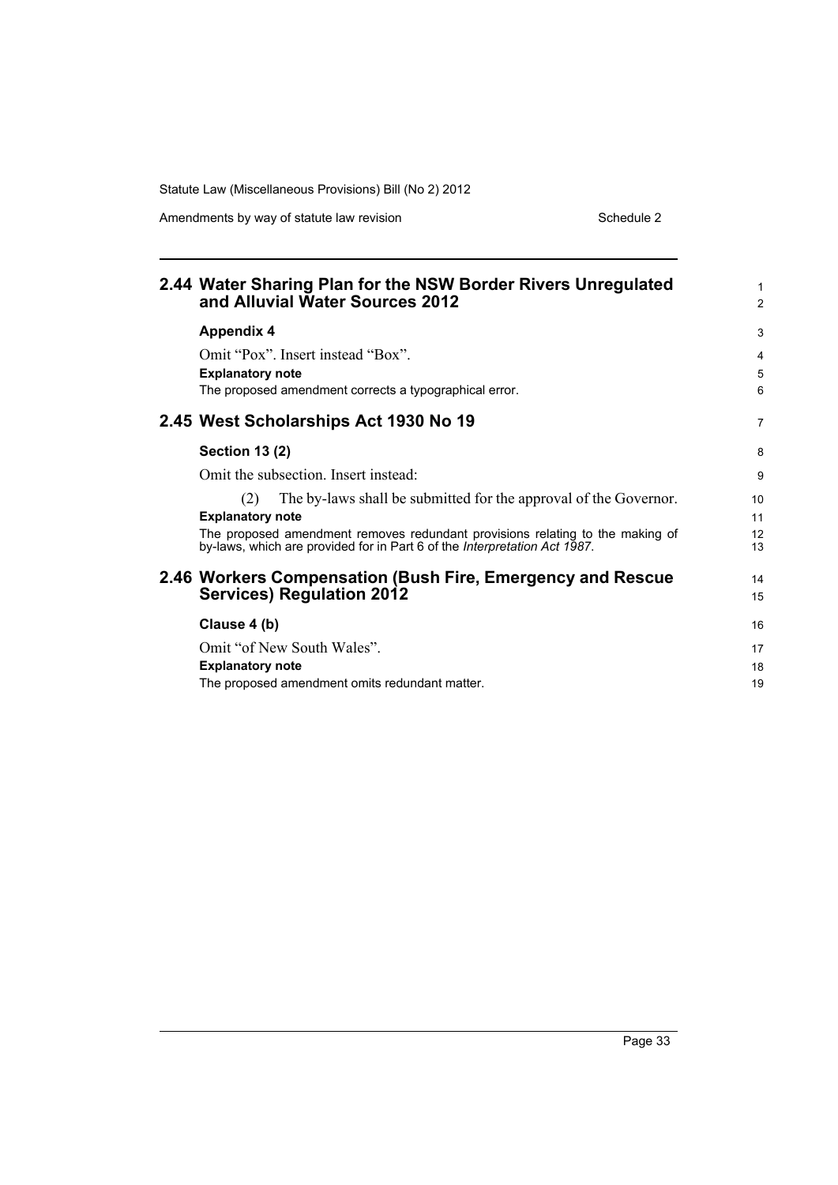## 2.44 Water Sharing Plan for the NSW Border Rivers Unregulated and Alluvial Water Sources 2012

**Appendix 4**

Omit "Pox". Insert instead "Box".

**Explanatory note**

The proposed amendment corrects a typographical error.

## 2.45 West Scholarships Act 1930 No 19

**Section 13 (2)**

Omit the subsection. Insert instead:

(2) The by-laws shall be submitted for the approval of the Governor.

**Explanatory note**

The proposed amendment removes redundant provisions relating to the making of by-laws, which are provided for in Part 6 of the *Interpretation Act 1987*.

## 2.46 Workers Compensation (Bush Fire, Emergency and Rescue Services) Regulation 2012

**Clause 4 (b)**

Omit "of New South Wales".

**Explanatory note**

The proposed amendment omits redundant matter.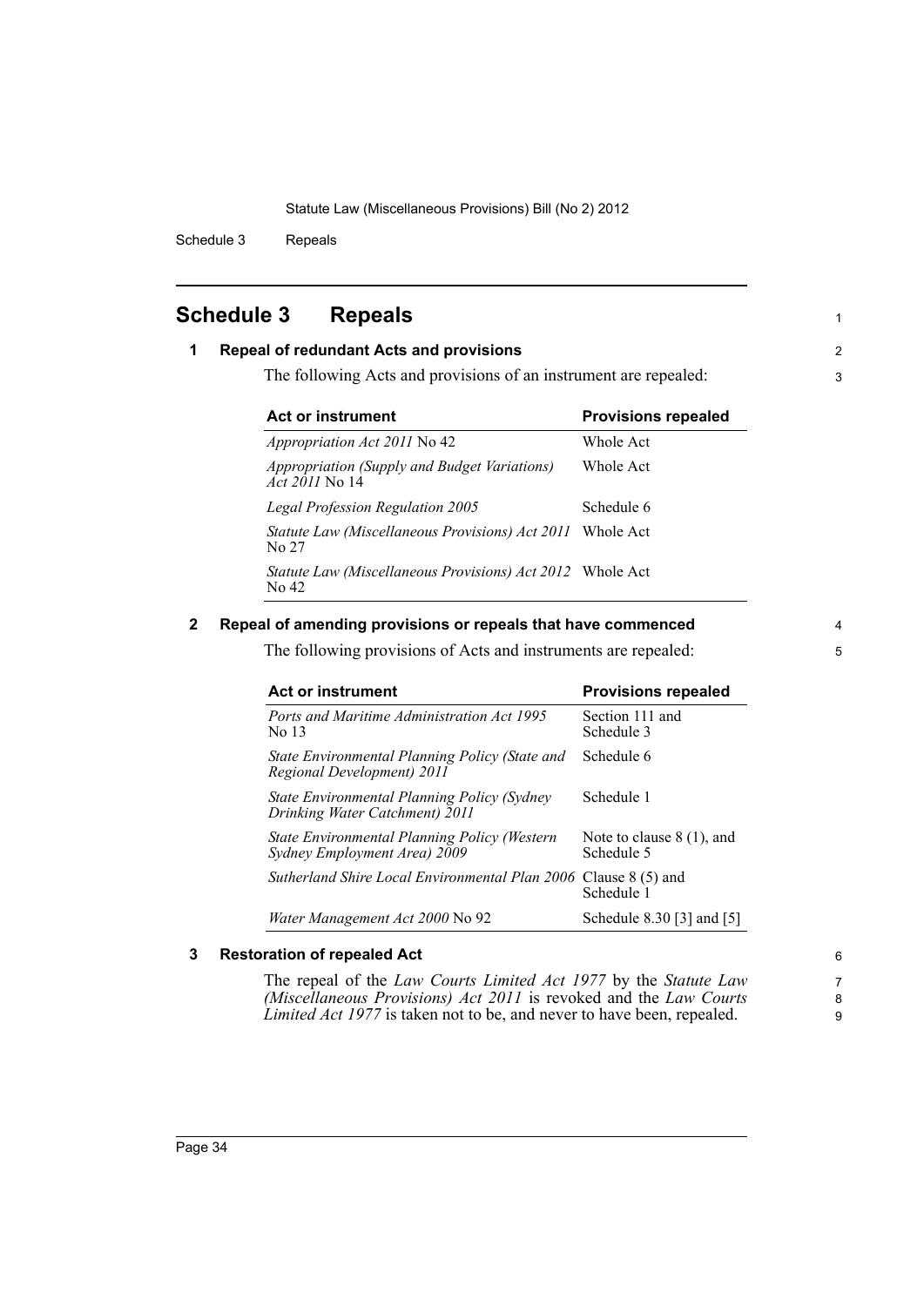# Schedule 3 Repeals

## 1 Repeal of redundant Acts and provisions

The following Acts and provisions of an instrument are repealed:

| Act or instrument | Provisions repealed |
|---|---|
| *Appropriation Act 2011* No 42 | Whole Act |
| *Appropriation (Supply and Budget Variations) Act 2011* No 14 | Whole Act |
| *Legal Profession Regulation 2005* | Schedule 6 |
| *Statute Law (Miscellaneous Provisions) Act 2011* No 27 | Whole Act |
| *Statute Law (Miscellaneous Provisions) Act 2012* No 42 | Whole Act |

## 2 Repeal of amending provisions or repeals that have commenced

The following provisions of Acts and instruments are repealed:

| Act or instrument | Provisions repealed |
|---|---|
| *Ports and Maritime Administration Act 1995* No 13 | Section 111 and Schedule 3 |
| *State Environmental Planning Policy (State and Regional Development) 2011* | Schedule 6 |
| *State Environmental Planning Policy (Sydney Drinking Water Catchment) 2011* | Schedule 1 |
| *State Environmental Planning Policy (Western Sydney Employment Area) 2009* | Note to clause 8 (1), and Schedule 5 |
| *Sutherland Shire Local Environmental Plan 2006* | Clause 8 (5) and Schedule 1 |
| *Water Management Act 2000* No 92 | Schedule 8.30 [3] and [5] |

## 3 Restoration of repealed Act

The repeal of the *Law Courts Limited Act 1977* by the *Statute Law (Miscellaneous Provisions) Act 2011* is revoked and the *Law Courts Limited Act 1977* is taken not to be, and never to have been, repealed.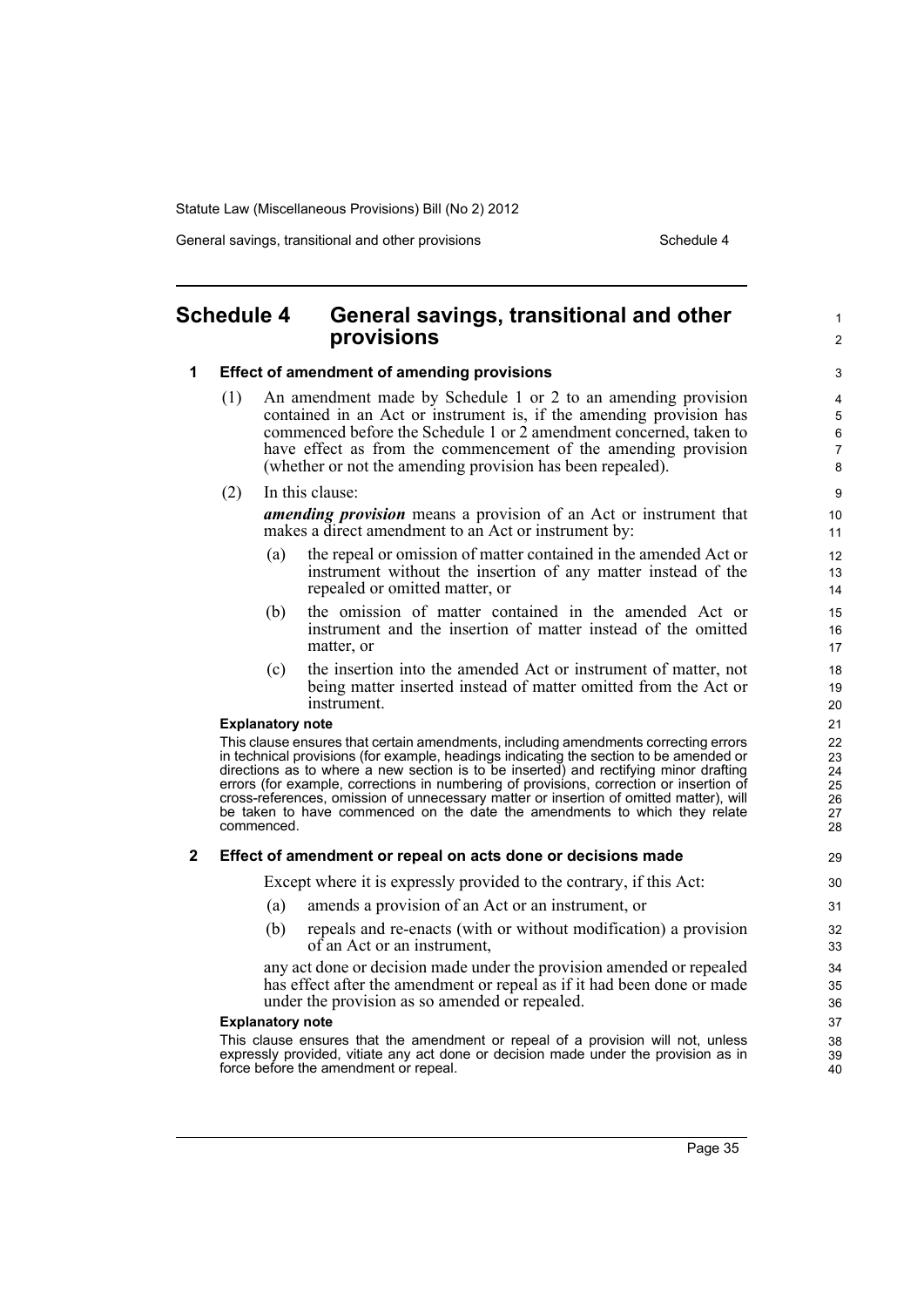# Schedule 4 General savings, transitional and other provisions

## 1 Effect of amendment of amending provisions

(1) An amendment made by Schedule 1 or 2 to an amending provision contained in an Act or instrument is, if the amending provision has commenced before the Schedule 1 or 2 amendment concerned, taken to have effect as from the commencement of the amending provision (whether or not the amending provision has been repealed).

(2) In this clause:

***amending provision*** means a provision of an Act or instrument that makes a direct amendment to an Act or instrument by:

(a) the repeal or omission of matter contained in the amended Act or instrument without the insertion of any matter instead of the repealed or omitted matter, or

(b) the omission of matter contained in the amended Act or instrument and the insertion of matter instead of the omitted matter, or

(c) the insertion into the amended Act or instrument of matter, not being matter inserted instead of matter omitted from the Act or instrument.

**Explanatory note**

This clause ensures that certain amendments, including amendments correcting errors in technical provisions (for example, headings indicating the section to be amended or directions as to where a new section is to be inserted) and rectifying minor drafting errors (for example, corrections in numbering of provisions, correction or insertion of cross-references, omission of unnecessary matter or insertion of omitted matter), will be taken to have commenced on the date the amendments to which they relate commenced.

## 2 Effect of amendment or repeal on acts done or decisions made

Except where it is expressly provided to the contrary, if this Act:

(a) amends a provision of an Act or an instrument, or

(b) repeals and re-enacts (with or without modification) a provision of an Act or an instrument,

any act done or decision made under the provision amended or repealed has effect after the amendment or repeal as if it had been done or made under the provision as so amended or repealed.

**Explanatory note**

This clause ensures that the amendment or repeal of a provision will not, unless expressly provided, vitiate any act done or decision made under the provision as in force before the amendment or repeal.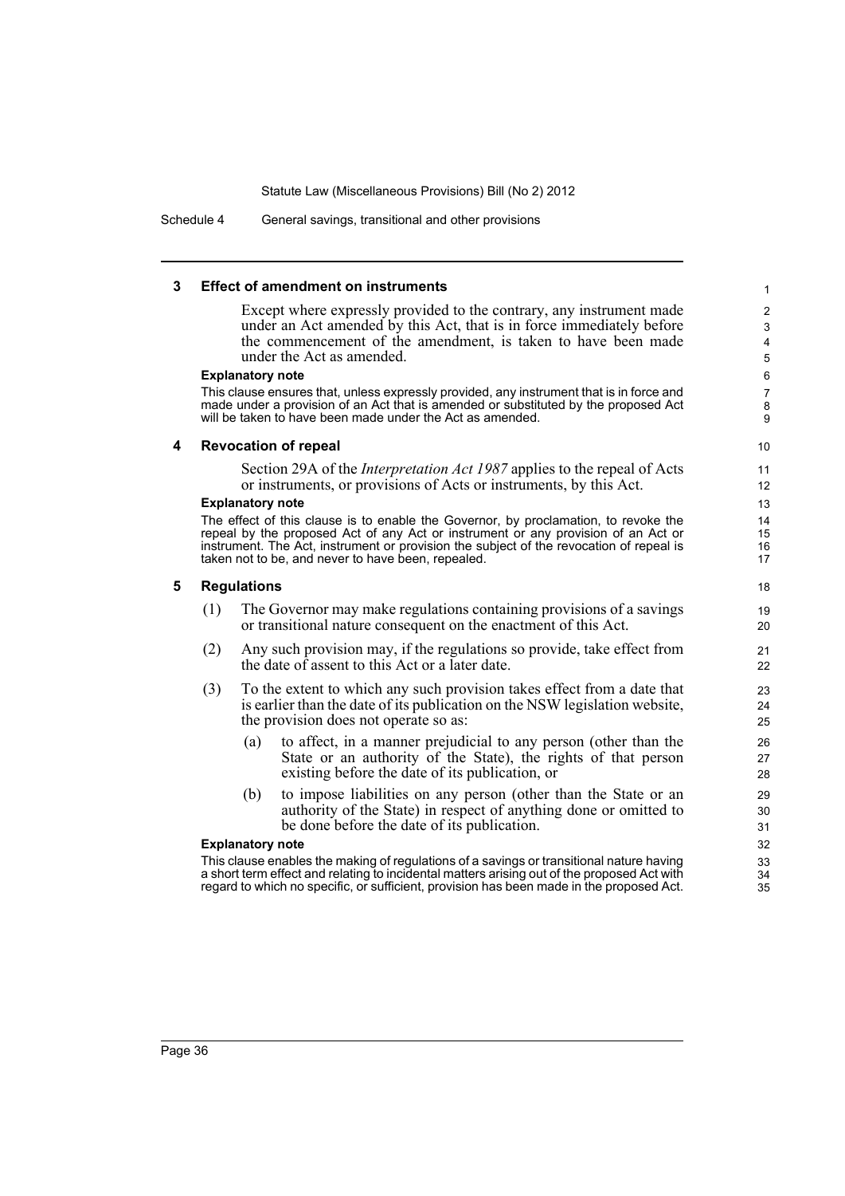## 3 Effect of amendment on instruments

Except where expressly provided to the contrary, any instrument made under an Act amended by this Act, that is in force immediately before the commencement of the amendment, is taken to have been made under the Act as amended.

**Explanatory note**

This clause ensures that, unless expressly provided, any instrument that is in force and made under a provision of an Act that is amended or substituted by the proposed Act will be taken to have been made under the Act as amended.

## 4 Revocation of repeal

Section 29A of the *Interpretation Act 1987* applies to the repeal of Acts or instruments, or provisions of Acts or instruments, by this Act.

**Explanatory note**

The effect of this clause is to enable the Governor, by proclamation, to revoke the repeal by the proposed Act of any Act or instrument or any provision of an Act or instrument. The Act, instrument or provision the subject of the revocation of repeal is taken not to be, and never to have been, repealed.

## 5 Regulations

(1) The Governor may make regulations containing provisions of a savings or transitional nature consequent on the enactment of this Act.

(2) Any such provision may, if the regulations so provide, take effect from the date of assent to this Act or a later date.

(3) To the extent to which any such provision takes effect from a date that is earlier than the date of its publication on the NSW legislation website, the provision does not operate so as:

- (a) to affect, in a manner prejudicial to any person (other than the State or an authority of the State), the rights of that person existing before the date of its publication, or
- (b) to impose liabilities on any person (other than the State or an authority of the State) in respect of anything done or omitted to be done before the date of its publication.

**Explanatory note**

This clause enables the making of regulations of a savings or transitional nature having a short term effect and relating to incidental matters arising out of the proposed Act with regard to which no specific, or sufficient, provision has been made in the proposed Act.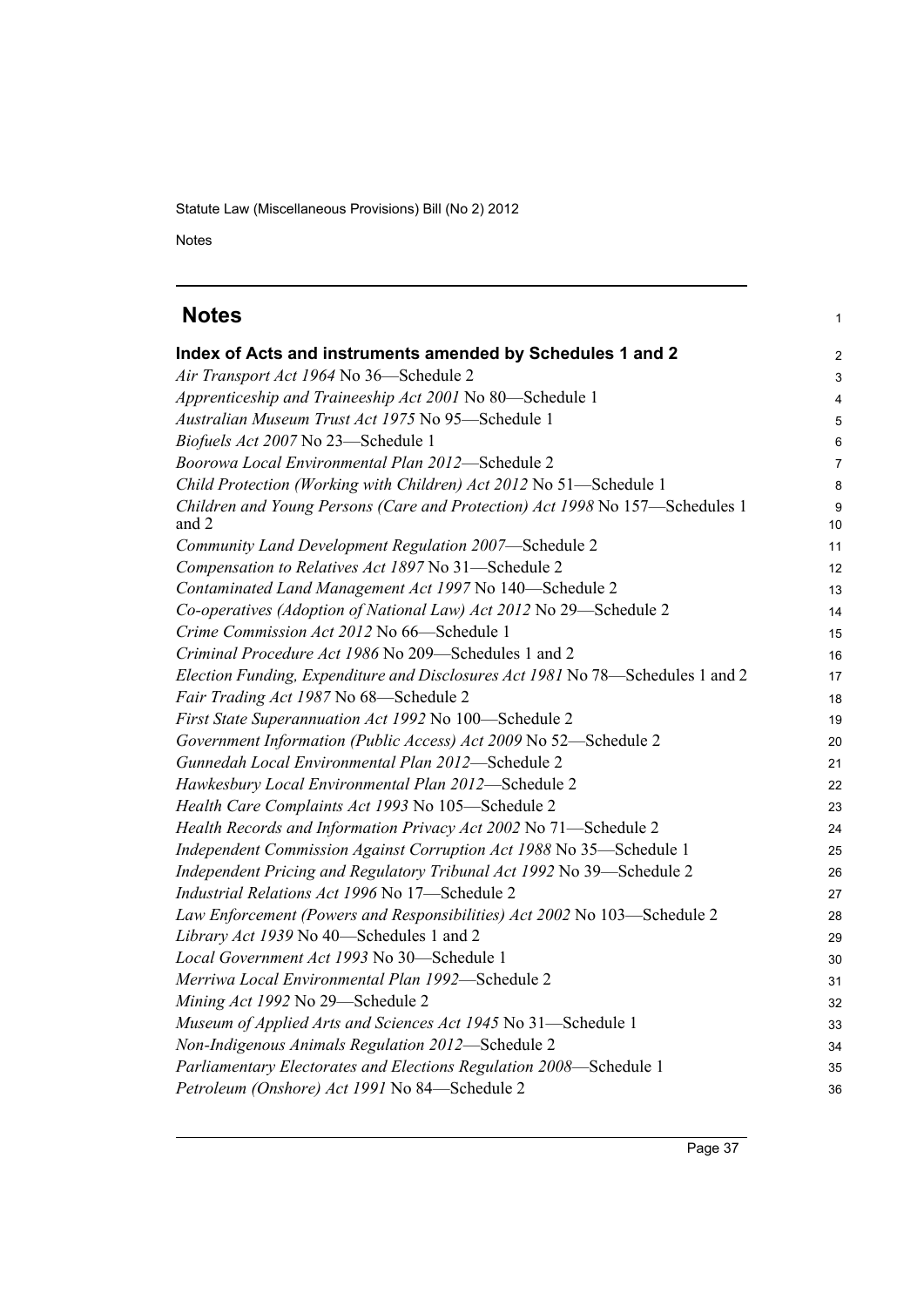## Notes

### Index of Acts and instruments amended by Schedules 1 and 2

*Air Transport Act 1964* No 36—Schedule 2

*Apprenticeship and Traineeship Act 2001* No 80—Schedule 1

*Australian Museum Trust Act 1975* No 95—Schedule 1

*Biofuels Act 2007* No 23—Schedule 1

*Boorowa Local Environmental Plan 2012*—Schedule 2

*Child Protection (Working with Children) Act 2012* No 51—Schedule 1

*Children and Young Persons (Care and Protection) Act 1998* No 157—Schedules 1 and 2

*Community Land Development Regulation 2007*—Schedule 2

*Compensation to Relatives Act 1897* No 31—Schedule 2

*Contaminated Land Management Act 1997* No 140—Schedule 2

*Co-operatives (Adoption of National Law) Act 2012* No 29—Schedule 2

*Crime Commission Act 2012* No 66—Schedule 1

*Criminal Procedure Act 1986* No 209—Schedules 1 and 2

*Election Funding, Expenditure and Disclosures Act 1981* No 78—Schedules 1 and 2

*Fair Trading Act 1987* No 68—Schedule 2

*First State Superannuation Act 1992* No 100—Schedule 2

*Government Information (Public Access) Act 2009* No 52—Schedule 2

*Gunnedah Local Environmental Plan 2012*—Schedule 2

*Hawkesbury Local Environmental Plan 2012*—Schedule 2

*Health Care Complaints Act 1993* No 105—Schedule 2

*Health Records and Information Privacy Act 2002* No 71—Schedule 2

*Independent Commission Against Corruption Act 1988* No 35—Schedule 1

*Independent Pricing and Regulatory Tribunal Act 1992* No 39—Schedule 2

*Industrial Relations Act 1996* No 17—Schedule 2

*Law Enforcement (Powers and Responsibilities) Act 2002* No 103—Schedule 2

*Library Act 1939* No 40—Schedules 1 and 2

*Local Government Act 1993* No 30—Schedule 1

*Merriwa Local Environmental Plan 1992*—Schedule 2

*Mining Act 1992* No 29—Schedule 2

*Museum of Applied Arts and Sciences Act 1945* No 31—Schedule 1

*Non-Indigenous Animals Regulation 2012*—Schedule 2

*Parliamentary Electorates and Elections Regulation 2008*—Schedule 1

*Petroleum (Onshore) Act 1991* No 84—Schedule 2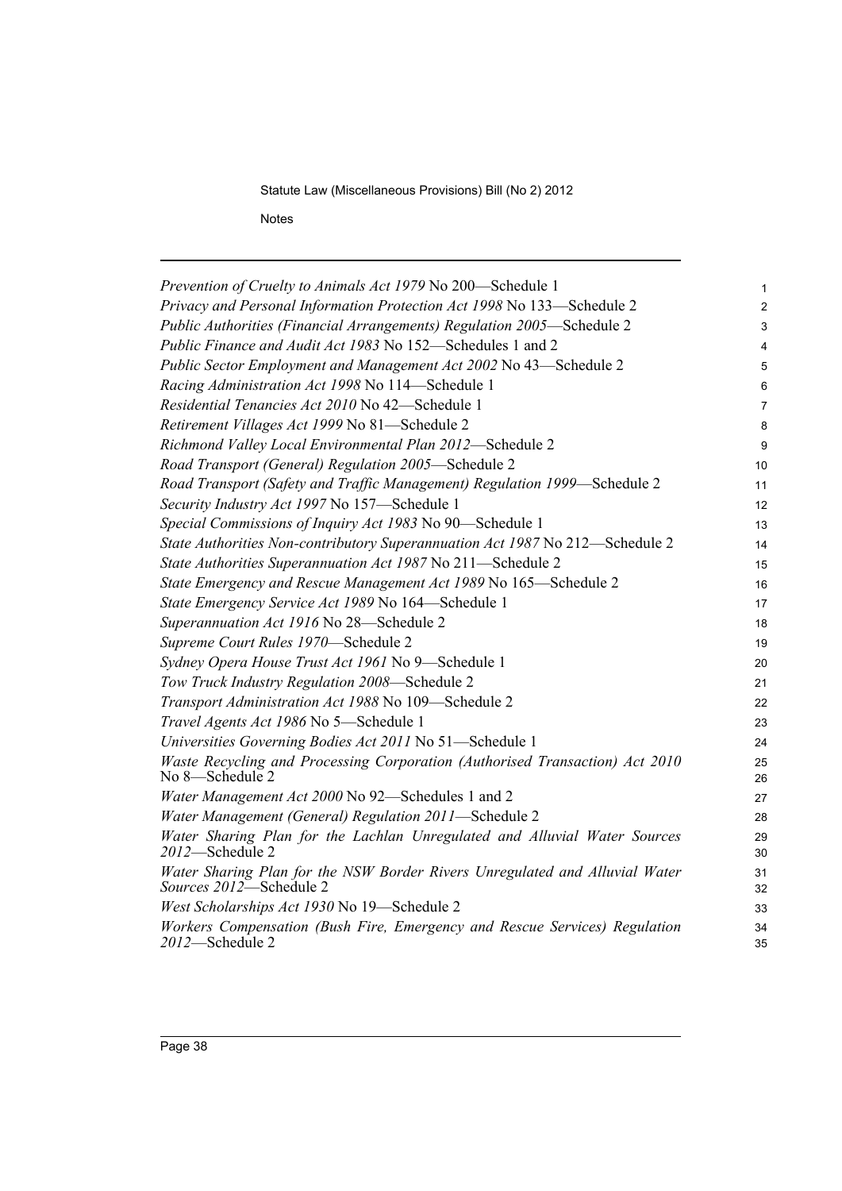*Prevention of Cruelty to Animals Act 1979* No 200—Schedule 1

*Privacy and Personal Information Protection Act 1998* No 133—Schedule 2

*Public Authorities (Financial Arrangements) Regulation 2005*—Schedule 2

*Public Finance and Audit Act 1983* No 152—Schedules 1 and 2

*Public Sector Employment and Management Act 2002* No 43—Schedule 2

*Racing Administration Act 1998* No 114—Schedule 1

*Residential Tenancies Act 2010* No 42—Schedule 1

*Retirement Villages Act 1999* No 81—Schedule 2

*Richmond Valley Local Environmental Plan 2012*—Schedule 2

*Road Transport (General) Regulation 2005*—Schedule 2

*Road Transport (Safety and Traffic Management) Regulation 1999*—Schedule 2

*Security Industry Act 1997* No 157—Schedule 1

*Special Commissions of Inquiry Act 1983* No 90—Schedule 1

*State Authorities Non-contributory Superannuation Act 1987* No 212—Schedule 2

*State Authorities Superannuation Act 1987* No 211—Schedule 2

*State Emergency and Rescue Management Act 1989* No 165—Schedule 2

*State Emergency Service Act 1989* No 164—Schedule 1

*Superannuation Act 1916* No 28—Schedule 2

*Supreme Court Rules 1970*—Schedule 2

*Sydney Opera House Trust Act 1961* No 9—Schedule 1

*Tow Truck Industry Regulation 2008*—Schedule 2

*Transport Administration Act 1988* No 109—Schedule 2

*Travel Agents Act 1986* No 5—Schedule 1

*Universities Governing Bodies Act 2011* No 51—Schedule 1

*Waste Recycling and Processing Corporation (Authorised Transaction) Act 2010* No 8—Schedule 2

*Water Management Act 2000* No 92—Schedules 1 and 2

*Water Management (General) Regulation 2011*—Schedule 2

*Water Sharing Plan for the Lachlan Unregulated and Alluvial Water Sources 2012*—Schedule 2

*Water Sharing Plan for the NSW Border Rivers Unregulated and Alluvial Water Sources 2012*—Schedule 2

*West Scholarships Act 1930* No 19—Schedule 2

*Workers Compensation (Bush Fire, Emergency and Rescue Services) Regulation 2012*—Schedule 2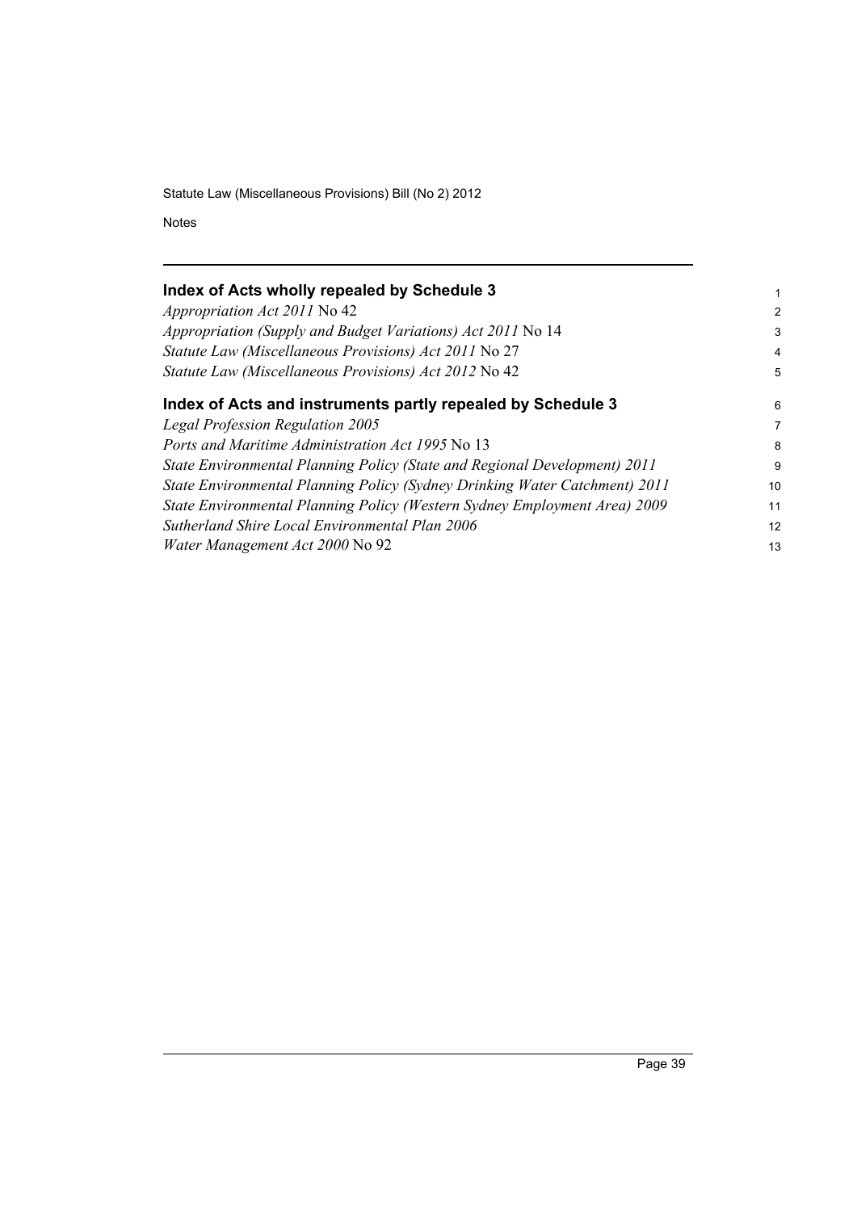## Index of Acts wholly repealed by Schedule 3

*Appropriation Act 2011* No 42

*Appropriation (Supply and Budget Variations) Act 2011* No 14

*Statute Law (Miscellaneous Provisions) Act 2011* No 27

*Statute Law (Miscellaneous Provisions) Act 2012* No 42

## Index of Acts and instruments partly repealed by Schedule 3

*Legal Profession Regulation 2005*

*Ports and Maritime Administration Act 1995* No 13

*State Environmental Planning Policy (State and Regional Development) 2011*

*State Environmental Planning Policy (Sydney Drinking Water Catchment) 2011*

*State Environmental Planning Policy (Western Sydney Employment Area) 2009*

*Sutherland Shire Local Environmental Plan 2006*

*Water Management Act 2000* No 92